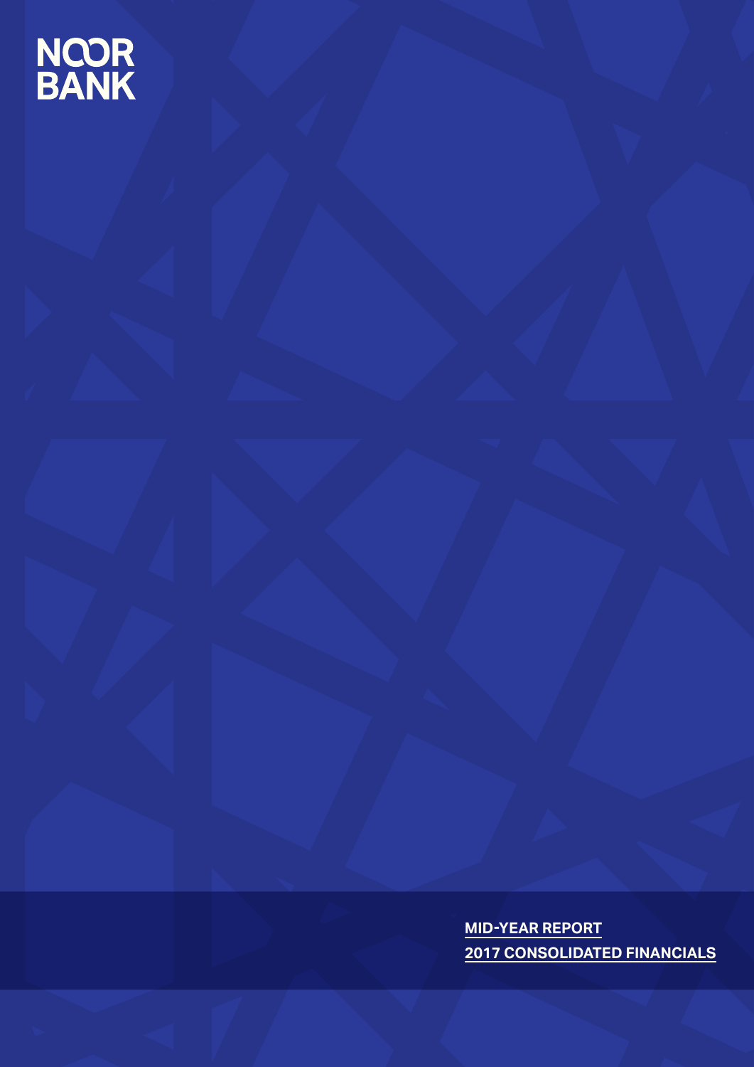# NOOR BANK

**MID-YEAR REPORT**

**2017 CONSOLIDATED FINANCIALS**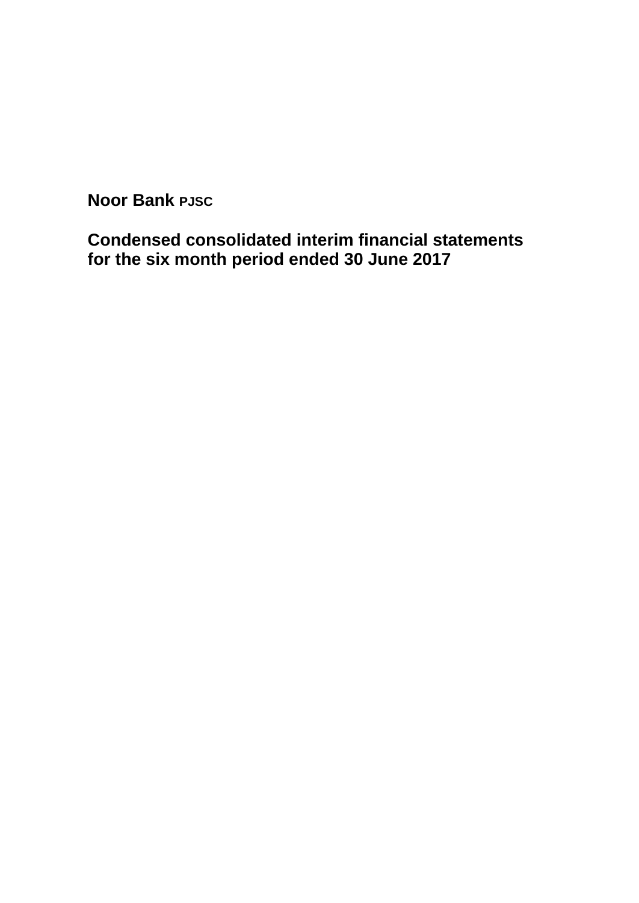**Noor Bank PJSC**

**Condensed consolidated interim financial statements for the six month period ended 30 June 2017**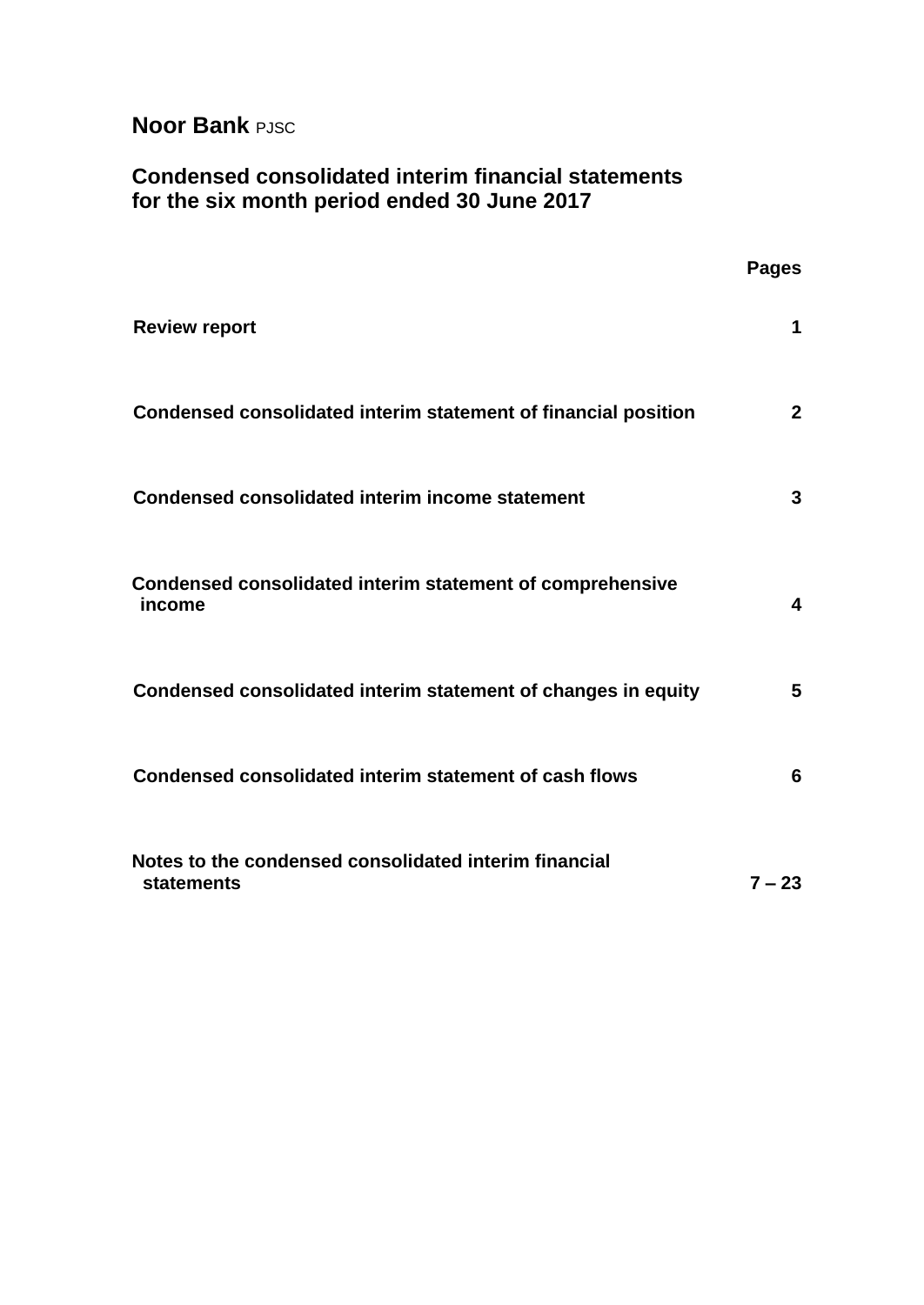**Noor Bank** PJSC

**Condensed consolidated interim financial statements for the six month period ended 30 June 2017**

| | Pages |
|---|---|
| **Review report** | **1** |
| **Condensed consolidated interim statement of financial position** | **2** |
| **Condensed consolidated interim income statement** | **3** |
| **Condensed consolidated interim statement of comprehensive income** | **4** |
| **Condensed consolidated interim statement of changes in equity** | **5** |
| **Condensed consolidated interim statement of cash flows** | **6** |
| **Notes to the condensed consolidated interim financial statements** | **7 – 23** |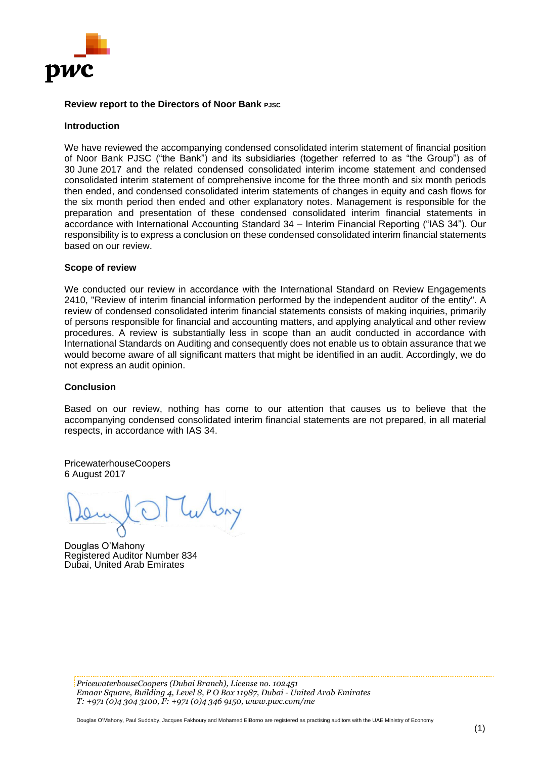**Review report to the Directors of Noor Bank PJSC**

**Introduction**

We have reviewed the accompanying condensed consolidated interim statement of financial position of Noor Bank PJSC ("the Bank") and its subsidiaries (together referred to as "the Group") as of 30 June 2017 and the related condensed consolidated interim income statement and condensed consolidated interim statement of comprehensive income for the three month and six month periods then ended, and condensed consolidated interim statements of changes in equity and cash flows for the six month period then ended and other explanatory notes. Management is responsible for the preparation and presentation of these condensed consolidated interim financial statements in accordance with International Accounting Standard 34 – Interim Financial Reporting ("IAS 34"). Our responsibility is to express a conclusion on these condensed consolidated interim financial statements based on our review.

**Scope of review**

We conducted our review in accordance with the International Standard on Review Engagements 2410, "Review of interim financial information performed by the independent auditor of the entity". A review of condensed consolidated interim financial statements consists of making inquiries, primarily of persons responsible for financial and accounting matters, and applying analytical and other review procedures. A review is substantially less in scope than an audit conducted in accordance with International Standards on Auditing and consequently does not enable us to obtain assurance that we would become aware of all significant matters that might be identified in an audit. Accordingly, we do not express an audit opinion.

**Conclusion**

Based on our review, nothing has come to our attention that causes us to believe that the accompanying condensed consolidated interim financial statements are not prepared, in all material respects, in accordance with IAS 34.

PricewaterhouseCoopers
6 August 2017

Douglas O'Mahony
Registered Auditor Number 834
Dubai, United Arab Emirates

*PricewaterhouseCoopers (Dubai Branch), License no. 102451*
*Emaar Square, Building 4, Level 8, P O Box 11987, Dubai - United Arab Emirates*
*T: +971 (0)4 304 3100, F: +971 (0)4 346 9150, www.pwc.com/me*

Douglas O'Mahony, Paul Suddaby, Jacques Fakhoury and Mohamed ElBorno are registered as practising auditors with the UAE Ministry of Economy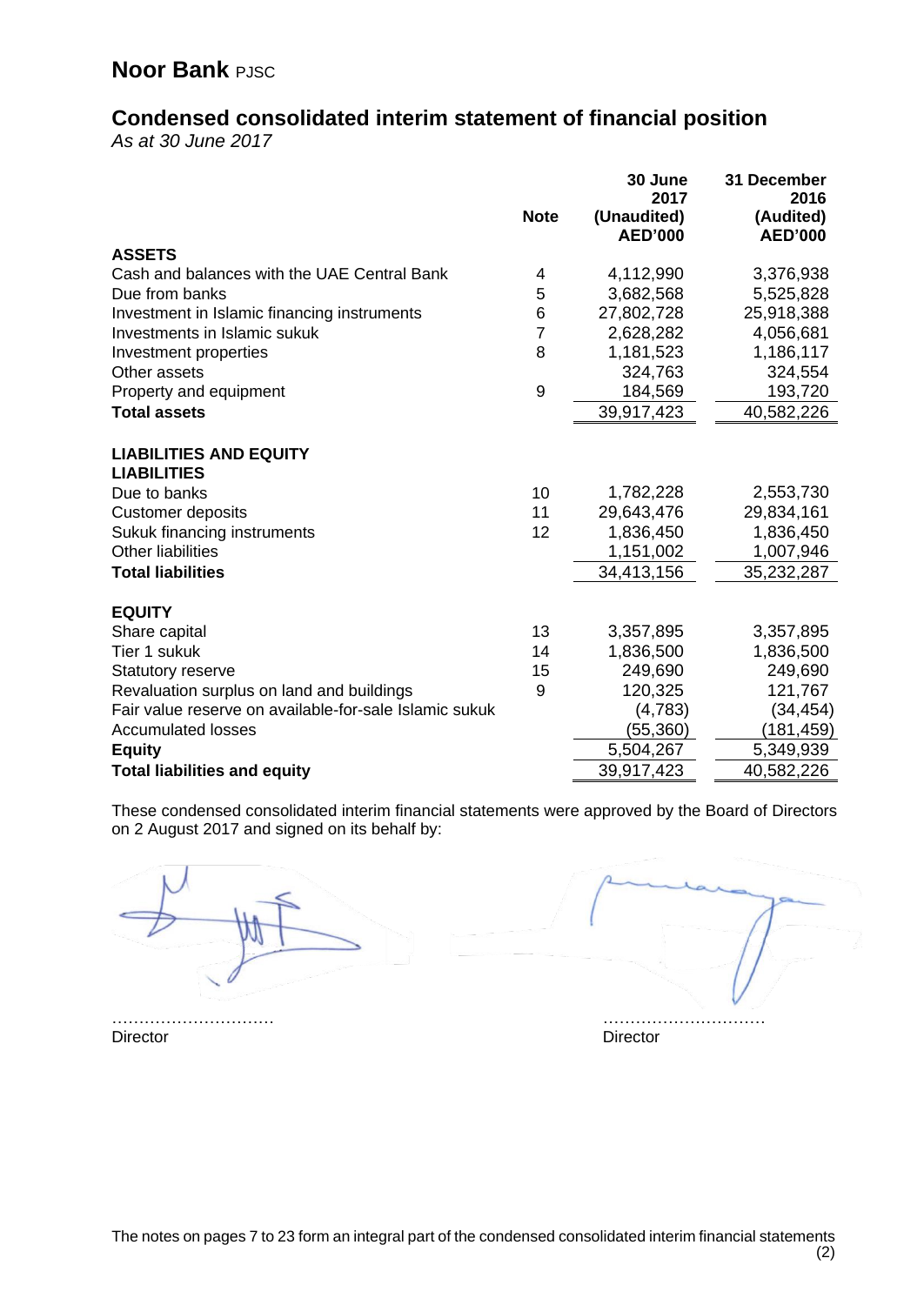# Noor Bank PJSC

## Condensed consolidated interim statement of financial position

*As at 30 June 2017*

| | Note | 30 June 2017 (Unaudited) AED'000 | 31 December 2016 (Audited) AED'000 |
|---|---|---|---|
| **ASSETS** | | | |
| Cash and balances with the UAE Central Bank | 4 | 4,112,990 | 3,376,938 |
| Due from banks | 5 | 3,682,568 | 5,525,828 |
| Investment in Islamic financing instruments | 6 | 27,802,728 | 25,918,388 |
| Investments in Islamic sukuk | 7 | 2,628,282 | 4,056,681 |
| Investment properties | 8 | 1,181,523 | 1,186,117 |
| Other assets | | 324,763 | 324,554 |
| Property and equipment | 9 | 184,569 | 193,720 |
| **Total assets** | | 39,917,423 | 40,582,226 |
| | | | |
| **LIABILITIES AND EQUITY** | | | |
| **LIABILITIES** | | | |
| Due to banks | 10 | 1,782,228 | 2,553,730 |
| Customer deposits | 11 | 29,643,476 | 29,834,161 |
| Sukuk financing instruments | 12 | 1,836,450 | 1,836,450 |
| Other liabilities | | 1,151,002 | 1,007,946 |
| **Total liabilities** | | 34,413,156 | 35,232,287 |
| | | | |
| **EQUITY** | | | |
| Share capital | 13 | 3,357,895 | 3,357,895 |
| Tier 1 sukuk | 14 | 1,836,500 | 1,836,500 |
| Statutory reserve | 15 | 249,690 | 249,690 |
| Revaluation surplus on land and buildings | 9 | 120,325 | 121,767 |
| Fair value reserve on available-for-sale Islamic sukuk | | (4,783) | (34,454) |
| Accumulated losses | | (55,360) | (181,459) |
| **Equity** | | 5,504,267 | 5,349,939 |
| **Total liabilities and equity** | | 39,917,423 | 40,582,226 |

These condensed consolidated interim financial statements were approved by the Board of Directors on 2 August 2017 and signed on its behalf by:

| | |
|---|---|
| ………………………… | ………………………… |
| Director | Director |

The notes on pages 7 to 23 form an integral part of the condensed consolidated interim financial statements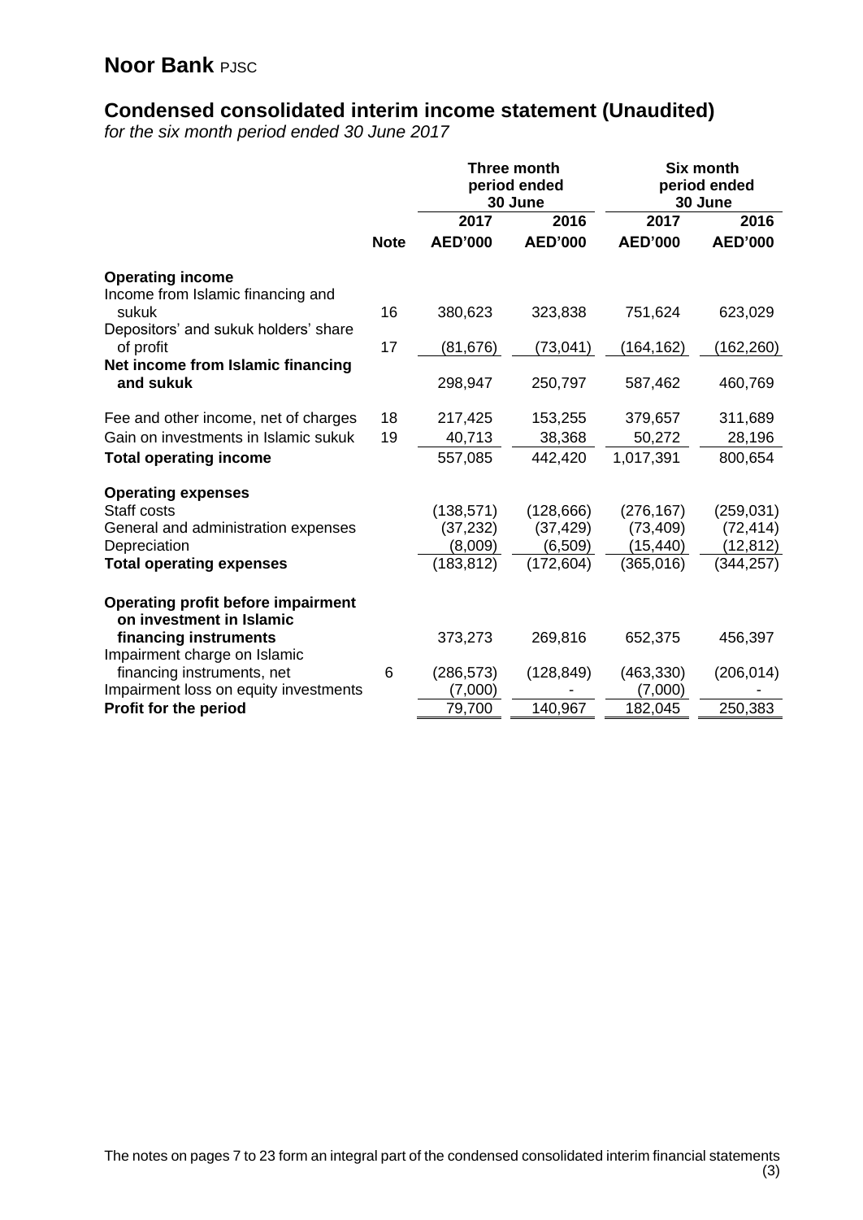# Noor Bank PJSC

## Condensed consolidated interim income statement (Unaudited)

*for the six month period ended 30 June 2017*

| | Note | Three month period ended 30 June 2017 AED'000 | Three month period ended 30 June 2016 AED'000 | Six month period ended 30 June 2017 AED'000 | Six month period ended 30 June 2016 AED'000 |
|---|---|---|---|---|---|
| **Operating income** | | | | | |
| Income from Islamic financing and sukuk | 16 | 380,623 | 323,838 | 751,624 | 623,029 |
| Depositors' and sukuk holders' share of profit | 17 | (81,676) | (73,041) | (164,162) | (162,260) |
| **Net income from Islamic financing and sukuk** | | 298,947 | 250,797 | 587,462 | 460,769 |
| Fee and other income, net of charges | 18 | 217,425 | 153,255 | 379,657 | 311,689 |
| Gain on investments in Islamic sukuk | 19 | 40,713 | 38,368 | 50,272 | 28,196 |
| **Total operating income** | | 557,085 | 442,420 | 1,017,391 | 800,654 |
| **Operating expenses** | | | | | |
| Staff costs | | (138,571) | (128,666) | (276,167) | (259,031) |
| General and administration expenses | | (37,232) | (37,429) | (73,409) | (72,414) |
| Depreciation | | (8,009) | (6,509) | (15,440) | (12,812) |
| **Total operating expenses** | | (183,812) | (172,604) | (365,016) | (344,257) |
| **Operating profit before impairment on investment in Islamic financing instruments** | | 373,273 | 269,816 | 652,375 | 456,397 |
| Impairment charge on Islamic financing instruments, net | 6 | (286,573) | (128,849) | (463,330) | (206,014) |
| Impairment loss on equity investments | | (7,000) | - | (7,000) | - |
| **Profit for the period** | | 79,700 | 140,967 | 182,045 | 250,383 |

The notes on pages 7 to 23 form an integral part of the condensed consolidated interim financial statements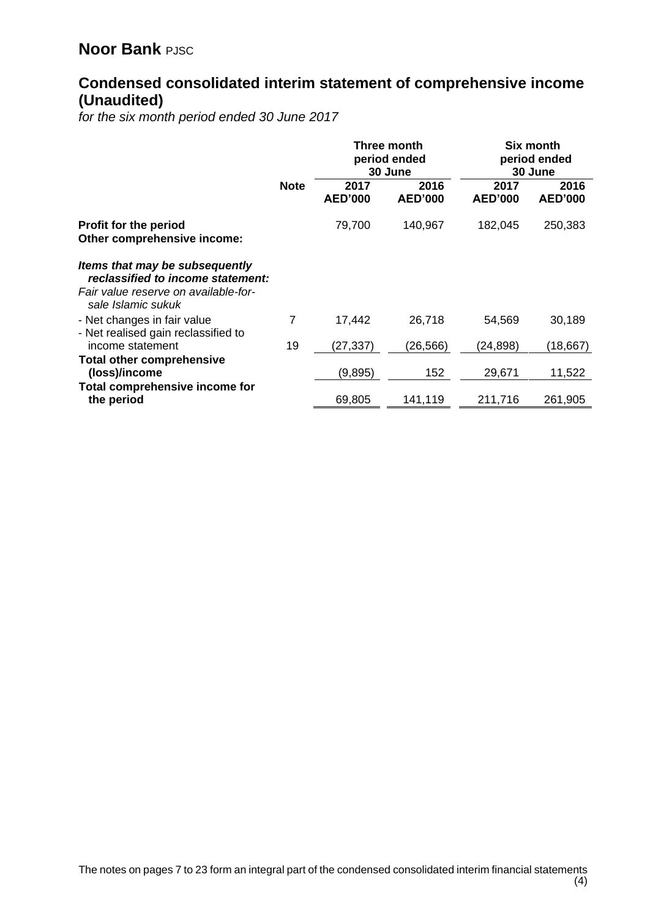# Noor Bank PJSC

## Condensed consolidated interim statement of comprehensive income (Unaudited)

*for the six month period ended 30 June 2017*

| | | Three month period ended 30 June | | Six month period ended 30 June | |
|---|---|---|---|---|---|
| | **Note** | **2017 AED'000** | **2016 AED'000** | **2017 AED'000** | **2016 AED'000** |
| **Profit for the period** | | 79,700 | 140,967 | 182,045 | 250,383 |
| **Other comprehensive income:** | | | | | |
| ***Items that may be subsequently reclassified to income statement:*** | | | | | |
| *Fair value reserve on available-for-sale Islamic sukuk* | | | | | |
| - Net changes in fair value | 7 | 17,442 | 26,718 | 54,569 | 30,189 |
| - Net realised gain reclassified to income statement | 19 | (27,337) | (26,566) | (24,898) | (18,667) |
| **Total other comprehensive (loss)/income** | | (9,895) | 152 | 29,671 | 11,522 |
| **Total comprehensive income for the period** | | 69,805 | 141,119 | 211,716 | 261,905 |

The notes on pages 7 to 23 form an integral part of the condensed consolidated interim financial statements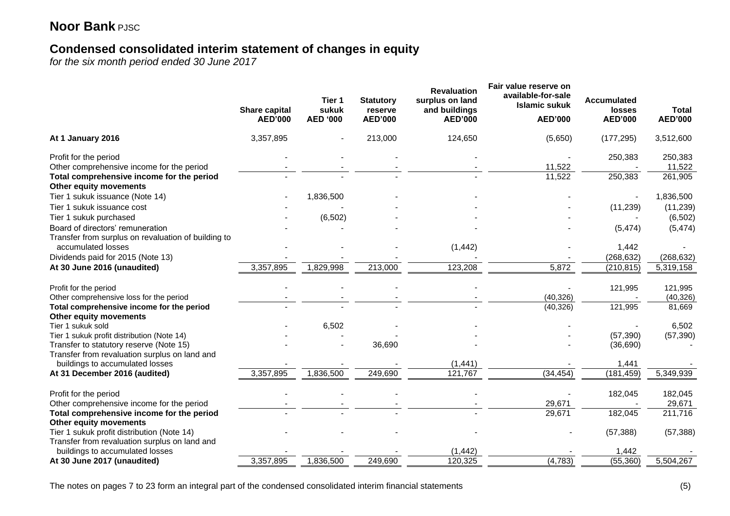# Noor Bank PJSC

## Condensed consolidated interim statement of changes in equity

*for the six month period ended 30 June 2017*

| | Share capital AED'000 | Tier 1 sukuk AED '000 | Statutory reserve AED'000 | Revaluation surplus on land and buildings AED'000 | Fair value reserve on available-for-sale Islamic sukuk AED'000 | Accumulated losses AED'000 | Total AED'000 |
|---|---|---|---|---|---|---|---|
| **At 1 January 2016** | 3,357,895 | - | 213,000 | 124,650 | (5,650) | (177,295) | 3,512,600 |
| Profit for the period | - | - | - | - | - | 250,383 | 250,383 |
| Other comprehensive income for the period | - | - | - | - | 11,522 | - | 11,522 |
| **Total comprehensive income for the period** | - | - | - | - | 11,522 | 250,383 | 261,905 |
| **Other equity movements** | | | | | | | |
| Tier 1 sukuk issuance (Note 14) | - | 1,836,500 | - | - | - | - | 1,836,500 |
| Tier 1 sukuk issuance cost | - | - | - | - | - | (11,239) | (11,239) |
| Tier 1 sukuk purchased | - | (6,502) | - | - | - | - | (6,502) |
| Board of directors' remuneration | - | - | - | - | - | (5,474) | (5,474) |
| Transfer from surplus on revaluation of building to accumulated losses | - | - | - | (1,442) | - | 1,442 | - |
| Dividends paid for 2015 (Note 13) | - | - | - | - | - | (268,632) | (268,632) |
| **At 30 June 2016 (unaudited)** | 3,357,895 | 1,829,998 | 213,000 | 123,208 | 5,872 | (210,815) | 5,319,158 |
| Profit for the period | - | - | - | - | - | 121,995 | 121,995 |
| Other comprehensive loss for the period | - | - | - | - | (40,326) | - | (40,326) |
| **Total comprehensive income for the period** | - | - | - | - | (40,326) | 121,995 | 81,669 |
| **Other equity movements** | | | | | | | |
| Tier 1 sukuk sold | - | 6,502 | - | - | - | - | 6,502 |
| Tier 1 sukuk profit distribution (Note 14) | - | - | - | - | - | (57,390) | (57,390) |
| Transfer to statutory reserve (Note 15) | - | - | 36,690 | - | - | (36,690) | - |
| Transfer from revaluation surplus on land and buildings to accumulated losses | - | - | - | (1,441) | - | 1,441 | - |
| **At 31 December 2016 (audited)** | 3,357,895 | 1,836,500 | 249,690 | 121,767 | (34,454) | (181,459) | 5,349,939 |
| Profit for the period | - | - | - | - | - | 182,045 | 182,045 |
| Other comprehensive income for the period | - | - | - | - | 29,671 | - | 29,671 |
| **Total comprehensive income for the period** | - | - | - | - | 29,671 | 182,045 | 211,716 |
| **Other equity movements** | | | | | | | |
| Tier 1 sukuk profit distribution (Note 14) | - | - | - | - | - | (57,388) | (57,388) |
| Transfer from revaluation surplus on land and buildings to accumulated losses | - | - | - | (1,442) | - | 1,442 | - |
| **At 30 June 2017 (unaudited)** | 3,357,895 | 1,836,500 | 249,690 | 120,325 | (4,783) | (55,360) | 5,504,267 |

The notes on pages 7 to 23 form an integral part of the condensed consolidated interim financial statements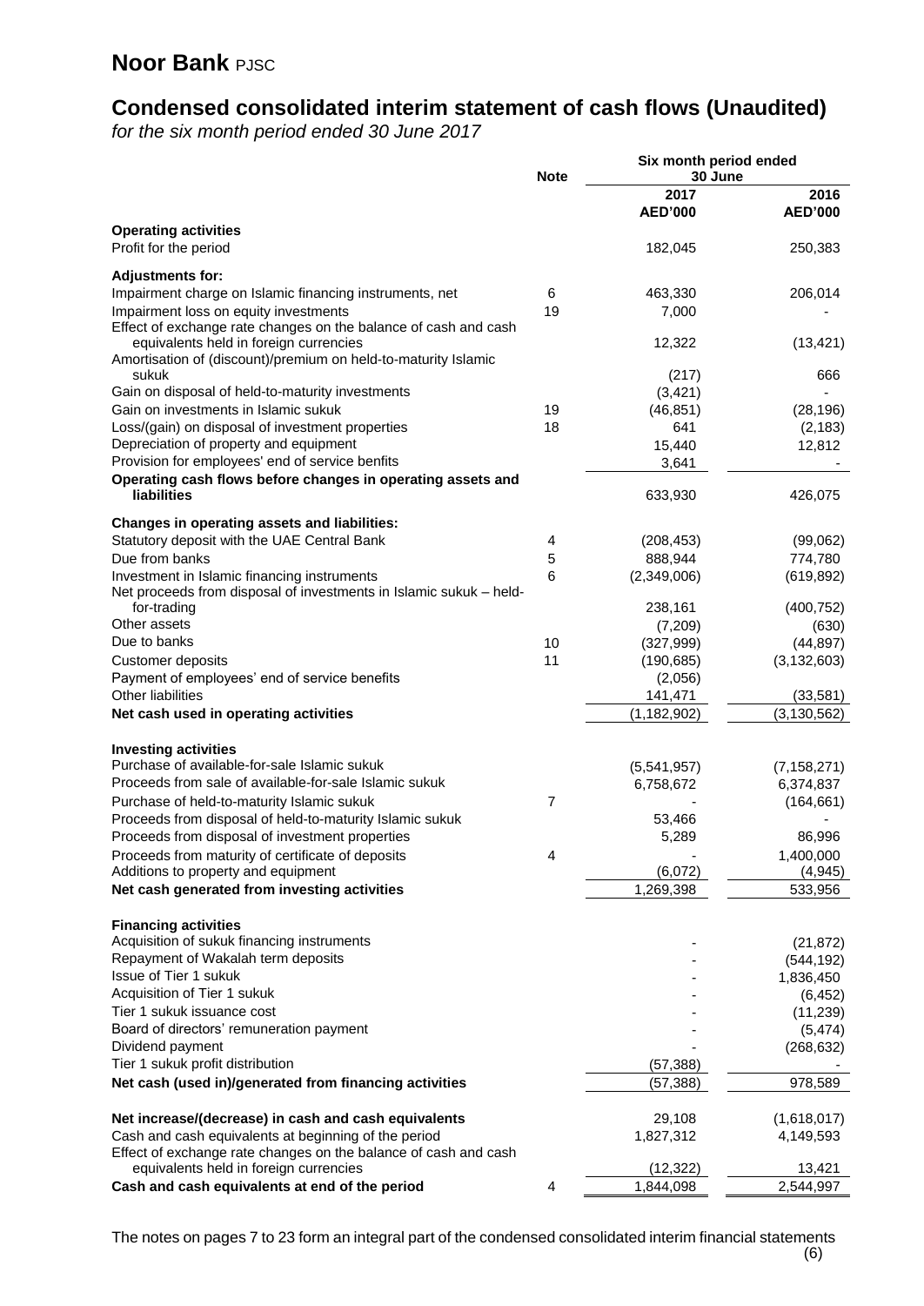# Noor Bank PJSC

## Condensed consolidated interim statement of cash flows (Unaudited)

*for the six month period ended 30 June 2017*

| | Note | Six month period ended 30 June | |
|---|---|---|---|
| | | 2017 AED'000 | 2016 AED'000 |
| **Operating activities** | | | |
| Profit for the period | | 182,045 | 250,383 |
| **Adjustments for:** | | | |
| Impairment charge on Islamic financing instruments, net | 6 | 463,330 | 206,014 |
| Impairment loss on equity investments | 19 | 7,000 | - |
| Effect of exchange rate changes on the balance of cash and cash equivalents held in foreign currencies | | 12,322 | (13,421) |
| Amortisation of (discount)/premium on held-to-maturity Islamic sukuk | | (217) | 666 |
| Gain on disposal of held-to-maturity investments | | (3,421) | - |
| Gain on investments in Islamic sukuk | 19 | (46,851) | (28,196) |
| Loss/(gain) on disposal of investment properties | 18 | 641 | (2,183) |
| Depreciation of property and equipment | | 15,440 | 12,812 |
| Provision for employees' end of service benfits | | 3,641 | - |
| **Operating cash flows before changes in operating assets and liabilities** | | 633,930 | 426,075 |
| **Changes in operating assets and liabilities:** | | | |
| Statutory deposit with the UAE Central Bank | 4 | (208,453) | (99,062) |
| Due from banks | 5 | 888,944 | 774,780 |
| Investment in Islamic financing instruments | 6 | (2,349,006) | (619,892) |
| Net proceeds from disposal of investments in Islamic sukuk – held-for-trading | | 238,161 | (400,752) |
| Other assets | | (7,209) | (630) |
| Due to banks | 10 | (327,999) | (44,897) |
| Customer deposits | 11 | (190,685) | (3,132,603) |
| Payment of employees' end of service benefits | | (2,056) | |
| Other liabilities | | 141,471 | (33,581) |
| **Net cash used in operating activities** | | (1,182,902) | (3,130,562) |
| **Investing activities** | | | |
| Purchase of available-for-sale Islamic sukuk | | (5,541,957) | (7,158,271) |
| Proceeds from sale of available-for-sale Islamic sukuk | | 6,758,672 | 6,374,837 |
| Purchase of held-to-maturity Islamic sukuk | 7 | - | (164,661) |
| Proceeds from disposal of held-to-maturity Islamic sukuk | | 53,466 | - |
| Proceeds from disposal of investment properties | | 5,289 | 86,996 |
| Proceeds from maturity of certificate of deposits | 4 | - | 1,400,000 |
| Additions to property and equipment | | (6,072) | (4,945) |
| **Net cash generated from investing activities** | | 1,269,398 | 533,956 |
| **Financing activities** | | | |
| Acquisition of sukuk financing instruments | | - | (21,872) |
| Repayment of Wakalah term deposits | | - | (544,192) |
| Issue of Tier 1 sukuk | | - | 1,836,450 |
| Acquisition of Tier 1 sukuk | | - | (6,452) |
| Tier 1 sukuk issuance cost | | - | (11,239) |
| Board of directors' remuneration payment | | - | (5,474) |
| Dividend payment | | - | (268,632) |
| Tier 1 sukuk profit distribution | | (57,388) | - |
| **Net cash (used in)/generated from financing activities** | | (57,388) | 978,589 |
| **Net increase/(decrease) in cash and cash equivalents** | | 29,108 | (1,618,017) |
| Cash and cash equivalents at beginning of the period | | 1,827,312 | 4,149,593 |
| Effect of exchange rate changes on the balance of cash and cash equivalents held in foreign currencies | | (12,322) | 13,421 |
| **Cash and cash equivalents at end of the period** | 4 | 1,844,098 | 2,544,997 |

The notes on pages 7 to 23 form an integral part of the condensed consolidated interim financial statements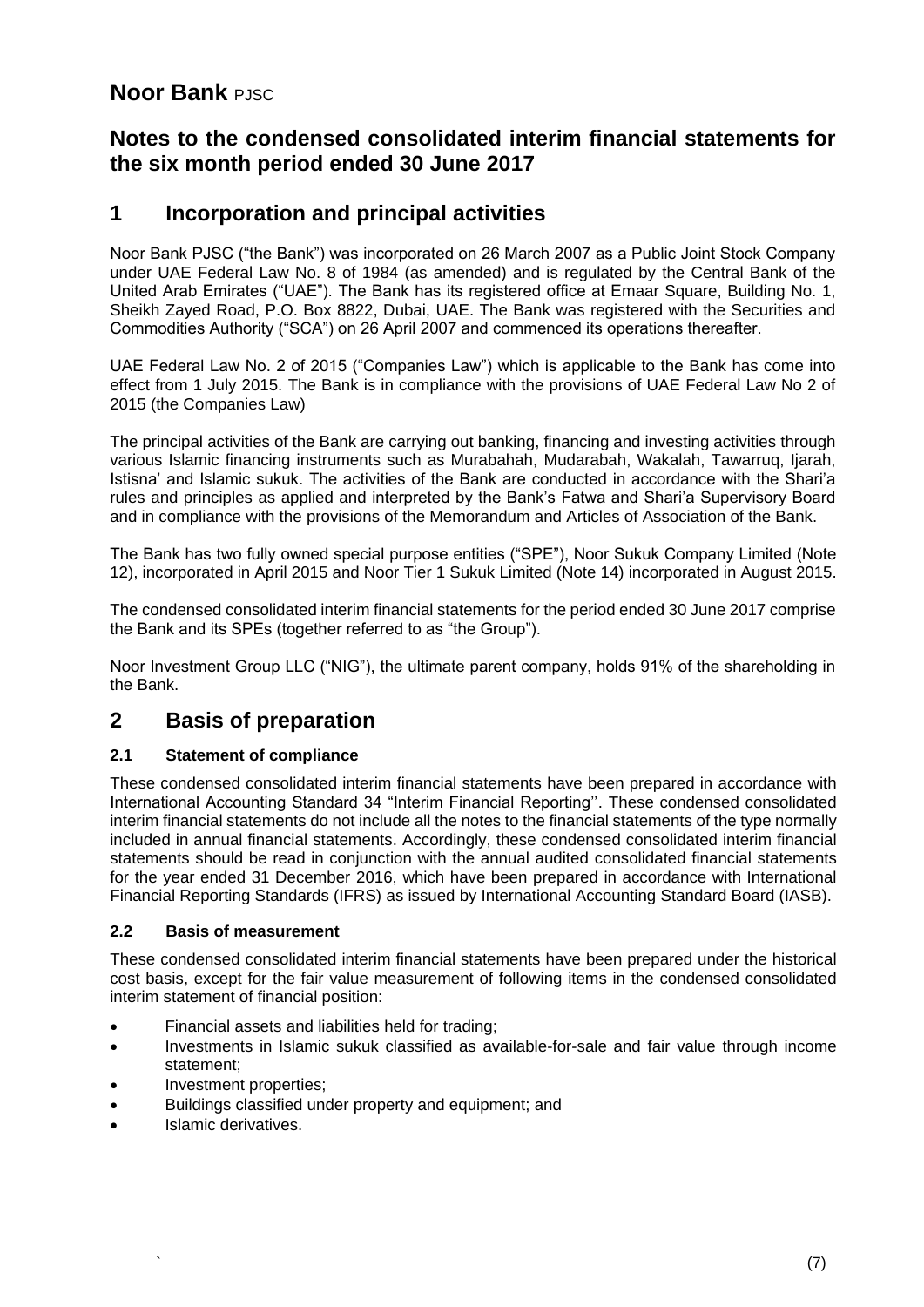# Noor Bank PJSC

## Notes to the condensed consolidated interim financial statements for the six month period ended 30 June 2017

## 1 Incorporation and principal activities

Noor Bank PJSC ("the Bank") was incorporated on 26 March 2007 as a Public Joint Stock Company under UAE Federal Law No. 8 of 1984 (as amended) and is regulated by the Central Bank of the United Arab Emirates ("UAE"). The Bank has its registered office at Emaar Square, Building No. 1, Sheikh Zayed Road, P.O. Box 8822, Dubai, UAE. The Bank was registered with the Securities and Commodities Authority ("SCA") on 26 April 2007 and commenced its operations thereafter.

UAE Federal Law No. 2 of 2015 ("Companies Law") which is applicable to the Bank has come into effect from 1 July 2015. The Bank is in compliance with the provisions of UAE Federal Law No 2 of 2015 (the Companies Law)

The principal activities of the Bank are carrying out banking, financing and investing activities through various Islamic financing instruments such as Murabahah, Mudarabah, Wakalah, Tawarruq, Ijarah, Istisna' and Islamic sukuk. The activities of the Bank are conducted in accordance with the Shari'a rules and principles as applied and interpreted by the Bank's Fatwa and Shari'a Supervisory Board and in compliance with the provisions of the Memorandum and Articles of Association of the Bank.

The Bank has two fully owned special purpose entities ("SPE"), Noor Sukuk Company Limited (Note 12), incorporated in April 2015 and Noor Tier 1 Sukuk Limited (Note 14) incorporated in August 2015.

The condensed consolidated interim financial statements for the period ended 30 June 2017 comprise the Bank and its SPEs (together referred to as "the Group").

Noor Investment Group LLC ("NIG"), the ultimate parent company, holds 91% of the shareholding in the Bank.

## 2 Basis of preparation

### 2.1 Statement of compliance

These condensed consolidated interim financial statements have been prepared in accordance with International Accounting Standard 34 "Interim Financial Reporting''. These condensed consolidated interim financial statements do not include all the notes to the financial statements of the type normally included in annual financial statements. Accordingly, these condensed consolidated interim financial statements should be read in conjunction with the annual audited consolidated financial statements for the year ended 31 December 2016, which have been prepared in accordance with International Financial Reporting Standards (IFRS) as issued by International Accounting Standard Board (IASB).

### 2.2 Basis of measurement

These condensed consolidated interim financial statements have been prepared under the historical cost basis, except for the fair value measurement of following items in the condensed consolidated interim statement of financial position:

- Financial assets and liabilities held for trading;
- Investments in Islamic sukuk classified as available-for-sale and fair value through income statement;
- Investment properties;
- Buildings classified under property and equipment; and
- Islamic derivatives.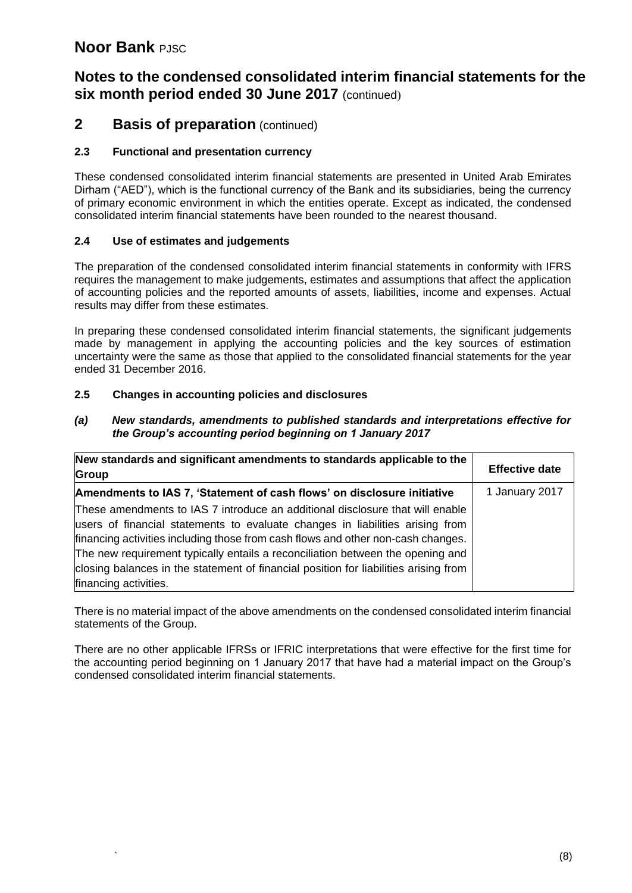# Noor Bank PJSC

## Notes to the condensed consolidated interim financial statements for the six month period ended 30 June 2017 (continued)

## 2 Basis of preparation (continued)

### 2.3 Functional and presentation currency

These condensed consolidated interim financial statements are presented in United Arab Emirates Dirham ("AED"), which is the functional currency of the Bank and its subsidiaries, being the currency of primary economic environment in which the entities operate. Except as indicated, the condensed consolidated interim financial statements have been rounded to the nearest thousand.

### 2.4 Use of estimates and judgements

The preparation of the condensed consolidated interim financial statements in conformity with IFRS requires the management to make judgements, estimates and assumptions that affect the application of accounting policies and the reported amounts of assets, liabilities, income and expenses. Actual results may differ from these estimates.

In preparing these condensed consolidated interim financial statements, the significant judgements made by management in applying the accounting policies and the key sources of estimation uncertainty were the same as those that applied to the consolidated financial statements for the year ended 31 December 2016.

### 2.5 Changes in accounting policies and disclosures

***(a) New standards, amendments to published standards and interpretations effective for the Group's accounting period beginning on 1 January 2017***

| New standards and significant amendments to standards applicable to the Group | Effective date |
|---|---|
| **Amendments to IAS 7, 'Statement of cash flows' on disclosure initiative**<br>These amendments to IAS 7 introduce an additional disclosure that will enable users of financial statements to evaluate changes in liabilities arising from financing activities including those from cash flows and other non-cash changes. The new requirement typically entails a reconciliation between the opening and closing balances in the statement of financial position for liabilities arising from financing activities. | 1 January 2017 |

There is no material impact of the above amendments on the condensed consolidated interim financial statements of the Group.

There are no other applicable IFRSs or IFRIC interpretations that were effective for the first time for the accounting period beginning on 1 January 2017 that have had a material impact on the Group's condensed consolidated interim financial statements.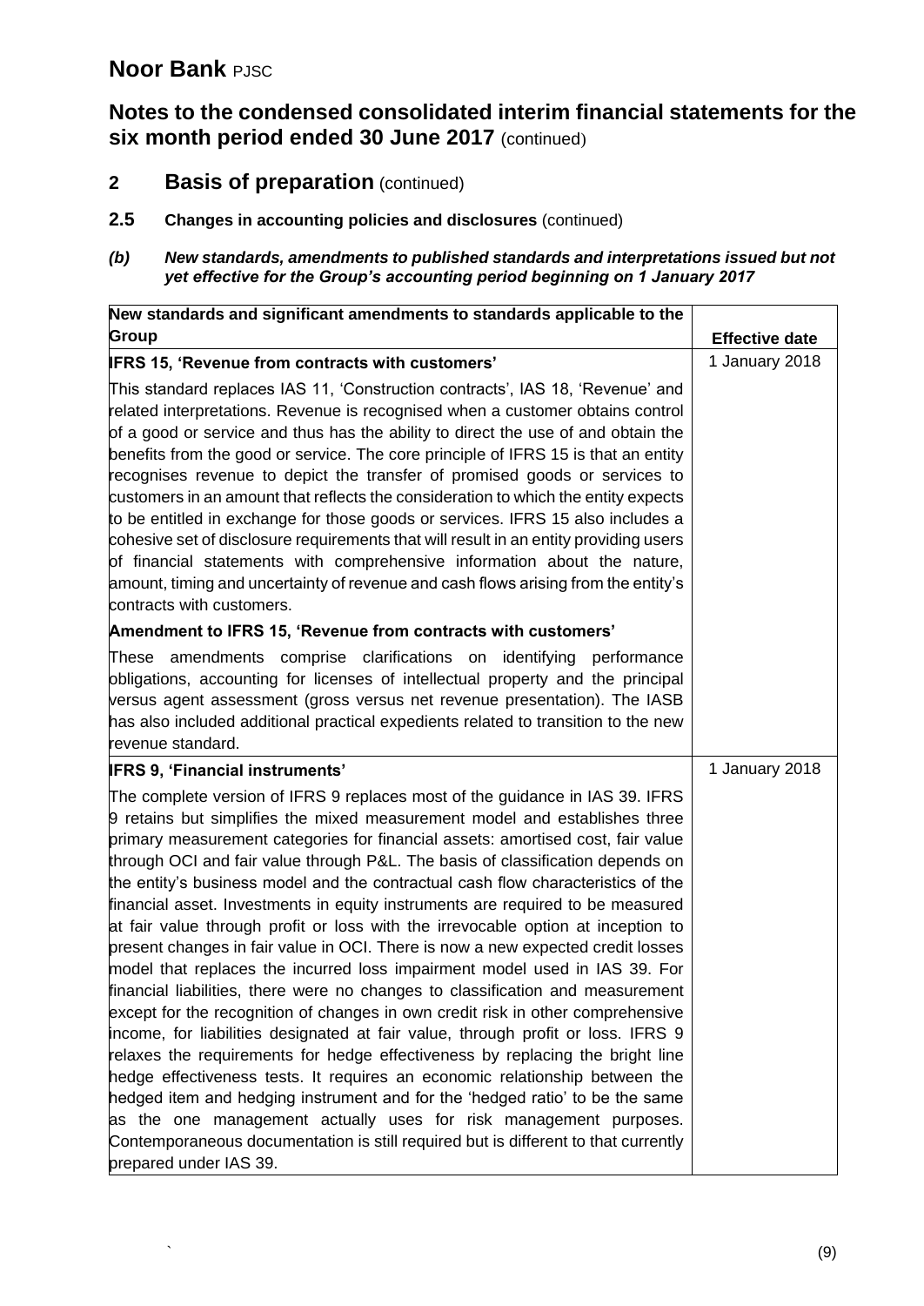## 2 Basis of preparation (continued)

### 2.5 Changes in accounting policies and disclosures (continued)

***(b) New standards, amendments to published standards and interpretations issued but not yet effective for the Group's accounting period beginning on 1 January 2017***

| New standards and significant amendments to standards applicable to the Group | Effective date |
|---|---|
| **IFRS 15, 'Revenue from contracts with customers'**<br><br>This standard replaces IAS 11, 'Construction contracts', IAS 18, 'Revenue' and related interpretations. Revenue is recognised when a customer obtains control of a good or service and thus has the ability to direct the use of and obtain the benefits from the good or service. The core principle of IFRS 15 is that an entity recognises revenue to depict the transfer of promised goods or services to customers in an amount that reflects the consideration to which the entity expects to be entitled in exchange for those goods or services. IFRS 15 also includes a cohesive set of disclosure requirements that will result in an entity providing users of financial statements with comprehensive information about the nature, amount, timing and uncertainty of revenue and cash flows arising from the entity's contracts with customers.<br><br>**Amendment to IFRS 15, 'Revenue from contracts with customers'**<br><br>These amendments comprise clarifications on identifying performance obligations, accounting for licenses of intellectual property and the principal versus agent assessment (gross versus net revenue presentation). The IASB has also included additional practical expedients related to transition to the new revenue standard. | 1 January 2018 |
| **IFRS 9, 'Financial instruments'**<br><br>The complete version of IFRS 9 replaces most of the guidance in IAS 39. IFRS 9 retains but simplifies the mixed measurement model and establishes three primary measurement categories for financial assets: amortised cost, fair value through OCI and fair value through P&L. The basis of classification depends on the entity's business model and the contractual cash flow characteristics of the financial asset. Investments in equity instruments are required to be measured at fair value through profit or loss with the irrevocable option at inception to present changes in fair value in OCI. There is now a new expected credit losses model that replaces the incurred loss impairment model used in IAS 39. For financial liabilities, there were no changes to classification and measurement except for the recognition of changes in own credit risk in other comprehensive income, for liabilities designated at fair value, through profit or loss. IFRS 9 relaxes the requirements for hedge effectiveness by replacing the bright line hedge effectiveness tests. It requires an economic relationship between the hedged item and hedging instrument and for the 'hedged ratio' to be the same as the one management actually uses for risk management purposes. Contemporaneous documentation is still required but is different to that currently prepared under IAS 39. | 1 January 2018 |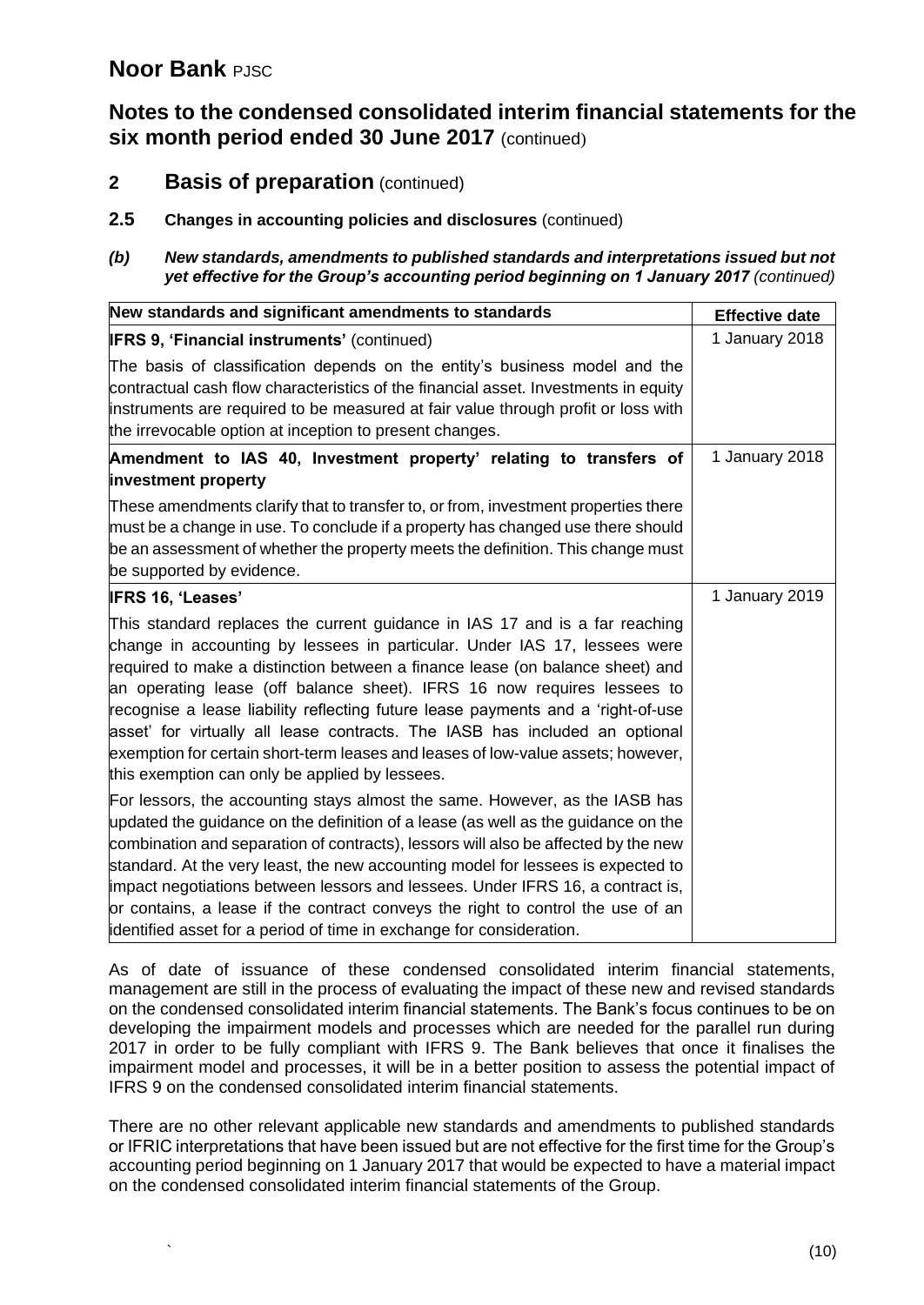# Noor Bank PJSC

## Notes to the condensed consolidated interim financial statements for the six month period ended 30 June 2017 (continued)

## 2 Basis of preparation (continued)

### 2.5 Changes in accounting policies and disclosures (continued)

***(b) New standards, amendments to published standards and interpretations issued but not yet effective for the Group's accounting period beginning on 1 January 2017 (continued)***

| New standards and significant amendments to standards | Effective date |
|---|---|
| **IFRS 9, 'Financial instruments'** (continued)<br><br>The basis of classification depends on the entity's business model and the contractual cash flow characteristics of the financial asset. Investments in equity instruments are required to be measured at fair value through profit or loss with the irrevocable option at inception to present changes. | 1 January 2018 |
| **Amendment to IAS 40, Investment property' relating to transfers of investment property**<br><br>These amendments clarify that to transfer to, or from, investment properties there must be a change in use. To conclude if a property has changed use there should be an assessment of whether the property meets the definition. This change must be supported by evidence. | 1 January 2018 |
| **IFRS 16, 'Leases'**<br><br>This standard replaces the current guidance in IAS 17 and is a far reaching change in accounting by lessees in particular. Under IAS 17, lessees were required to make a distinction between a finance lease (on balance sheet) and an operating lease (off balance sheet). IFRS 16 now requires lessees to recognise a lease liability reflecting future lease payments and a 'right-of-use asset' for virtually all lease contracts. The IASB has included an optional exemption for certain short-term leases and leases of low-value assets; however, this exemption can only be applied by lessees.<br><br>For lessors, the accounting stays almost the same. However, as the IASB has updated the guidance on the definition of a lease (as well as the guidance on the combination and separation of contracts), lessors will also be affected by the new standard. At the very least, the new accounting model for lessees is expected to impact negotiations between lessors and lessees. Under IFRS 16, a contract is, or contains, a lease if the contract conveys the right to control the use of an identified asset for a period of time in exchange for consideration. | 1 January 2019 |

As of date of issuance of these condensed consolidated interim financial statements, management are still in the process of evaluating the impact of these new and revised standards on the condensed consolidated interim financial statements. The Bank's focus continues to be on developing the impairment models and processes which are needed for the parallel run during 2017 in order to be fully compliant with IFRS 9. The Bank believes that once it finalises the impairment model and processes, it will be in a better position to assess the potential impact of IFRS 9 on the condensed consolidated interim financial statements.

There are no other relevant applicable new standards and amendments to published standards or IFRIC interpretations that have been issued but are not effective for the first time for the Group's accounting period beginning on 1 January 2017 that would be expected to have a material impact on the condensed consolidated interim financial statements of the Group.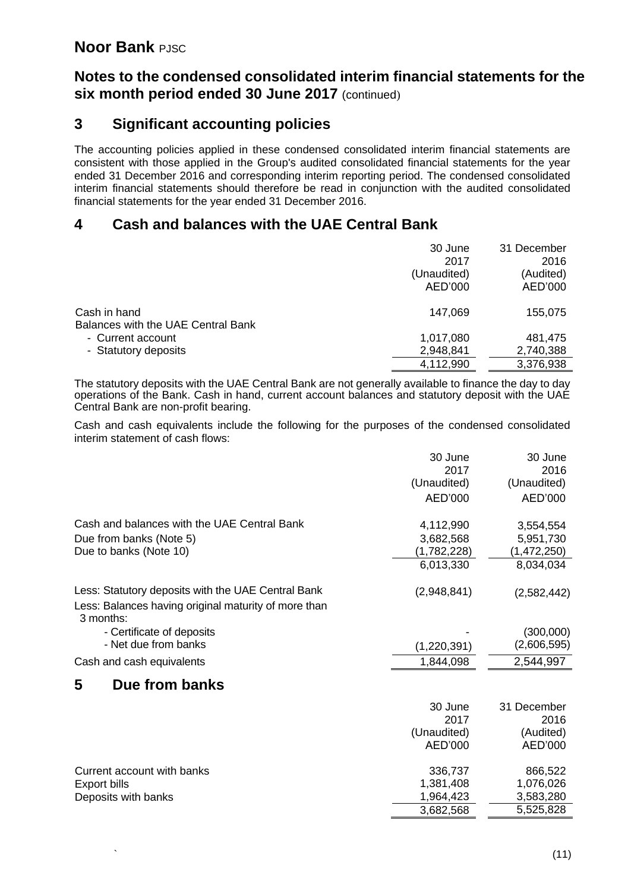# Noor Bank PJSC

## Notes to the condensed consolidated interim financial statements for the six month period ended 30 June 2017 (continued)

## 3 Significant accounting policies

The accounting policies applied in these condensed consolidated interim financial statements are consistent with those applied in the Group's audited consolidated financial statements for the year ended 31 December 2016 and corresponding interim reporting period. The condensed consolidated interim financial statements should therefore be read in conjunction with the audited consolidated financial statements for the year ended 31 December 2016.

## 4 Cash and balances with the UAE Central Bank

| | 30 June 2017 (Unaudited) AED'000 | 31 December 2016 (Audited) AED'000 |
|---|---|---|
| Cash in hand | 147,069 | 155,075 |
| Balances with the UAE Central Bank | | |
| - Current account | 1,017,080 | 481,475 |
| - Statutory deposits | 2,948,841 | 2,740,388 |
| | 4,112,990 | 3,376,938 |

The statutory deposits with the UAE Central Bank are not generally available to finance the day to day operations of the Bank. Cash in hand, current account balances and statutory deposit with the UAE Central Bank are non-profit bearing.

Cash and cash equivalents include the following for the purposes of the condensed consolidated interim statement of cash flows:

| | 30 June 2017 (Unaudited) AED'000 | 30 June 2016 (Unaudited) AED'000 |
|---|---|---|
| Cash and balances with the UAE Central Bank | 4,112,990 | 3,554,554 |
| Due from banks (Note 5) | 3,682,568 | 5,951,730 |
| Due to banks (Note 10) | (1,782,228) | (1,472,250) |
| | 6,013,330 | 8,034,034 |
| Less: Statutory deposits with the UAE Central Bank | (2,948,841) | (2,582,442) |
| Less: Balances having original maturity of more than 3 months: | | |
| - Certificate of deposits | - | (300,000) |
| - Net due from banks | (1,220,391) | (2,606,595) |
| Cash and cash equivalents | 1,844,098 | 2,544,997 |

## 5 Due from banks

| | 30 June 2017 (Unaudited) AED'000 | 31 December 2016 (Audited) AED'000 |
|---|---|---|
| Current account with banks | 336,737 | 866,522 |
| Export bills | 1,381,408 | 1,076,026 |
| Deposits with banks | 1,964,423 | 3,583,280 |
| | 3,682,568 | 5,525,828 |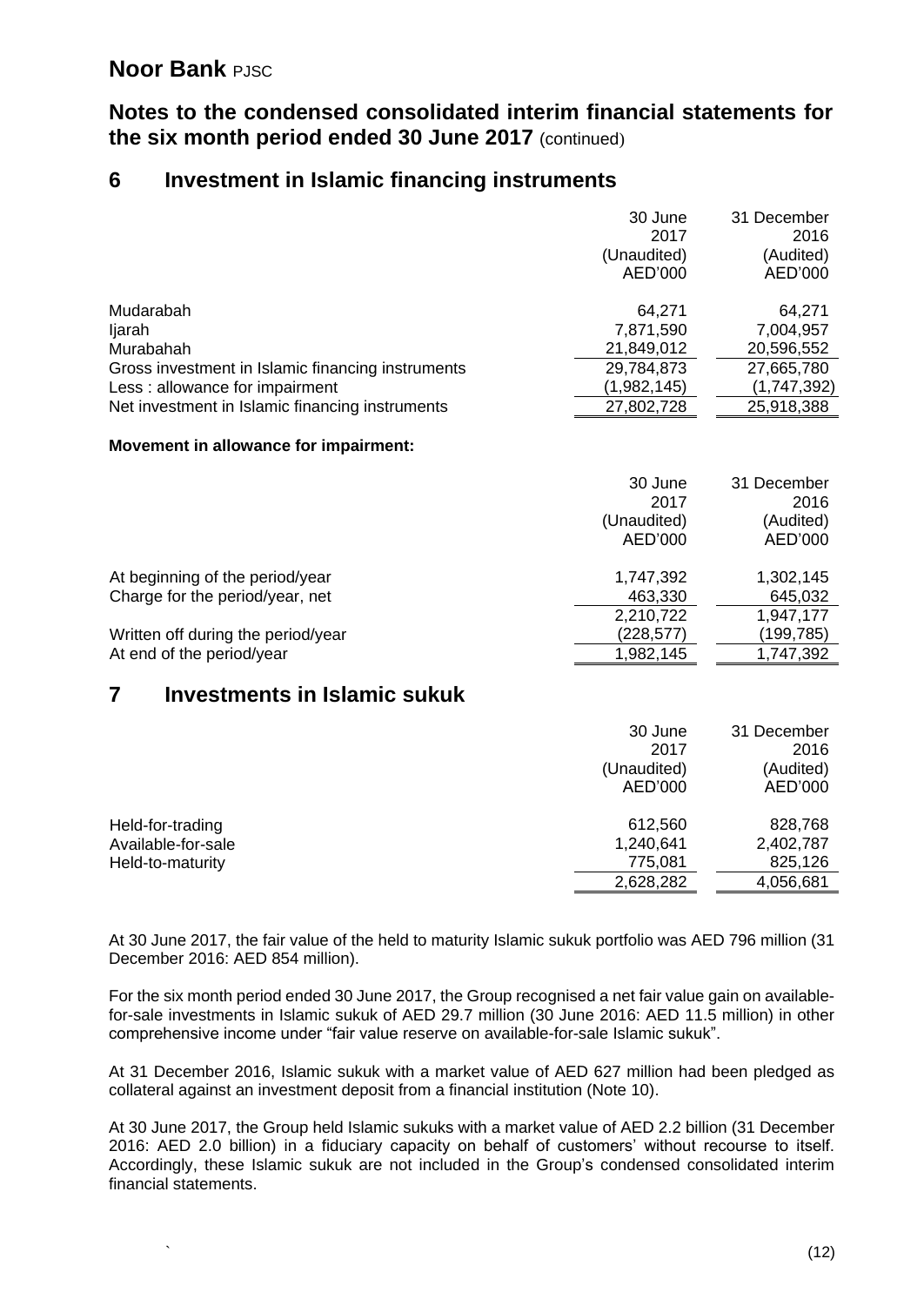# Noor Bank PJSC

## Notes to the condensed consolidated interim financial statements for the six month period ended 30 June 2017 (continued)

## 6 Investment in Islamic financing instruments

| | 30 June 2017 (Unaudited) AED'000 | 31 December 2016 (Audited) AED'000 |
|---|---|---|
| Mudarabah | 64,271 | 64,271 |
| Ijarah | 7,871,590 | 7,004,957 |
| Murabahah | 21,849,012 | 20,596,552 |
| Gross investment in Islamic financing instruments | 29,784,873 | 27,665,780 |
| Less : allowance for impairment | (1,982,145) | (1,747,392) |
| Net investment in Islamic financing instruments | 27,802,728 | 25,918,388 |

**Movement in allowance for impairment:**

| | 30 June 2017 (Unaudited) AED'000 | 31 December 2016 (Audited) AED'000 |
|---|---|---|
| At beginning of the period/year | 1,747,392 | 1,302,145 |
| Charge for the period/year, net | 463,330 | 645,032 |
| | 2,210,722 | 1,947,177 |
| Written off during the period/year | (228,577) | (199,785) |
| At end of the period/year | 1,982,145 | 1,747,392 |

## 7 Investments in Islamic sukuk

| | 30 June 2017 (Unaudited) AED'000 | 31 December 2016 (Audited) AED'000 |
|---|---|---|
| Held-for-trading | 612,560 | 828,768 |
| Available-for-sale | 1,240,641 | 2,402,787 |
| Held-to-maturity | 775,081 | 825,126 |
| | 2,628,282 | 4,056,681 |

At 30 June 2017, the fair value of the held to maturity Islamic sukuk portfolio was AED 796 million (31 December 2016: AED 854 million).

For the six month period ended 30 June 2017, the Group recognised a net fair value gain on available-for-sale investments in Islamic sukuk of AED 29.7 million (30 June 2016: AED 11.5 million) in other comprehensive income under "fair value reserve on available-for-sale Islamic sukuk".

At 31 December 2016, Islamic sukuk with a market value of AED 627 million had been pledged as collateral against an investment deposit from a financial institution (Note 10).

At 30 June 2017, the Group held Islamic sukuks with a market value of AED 2.2 billion (31 December 2016: AED 2.0 billion) in a fiduciary capacity on behalf of customers' without recourse to itself. Accordingly, these Islamic sukuk are not included in the Group's condensed consolidated interim financial statements.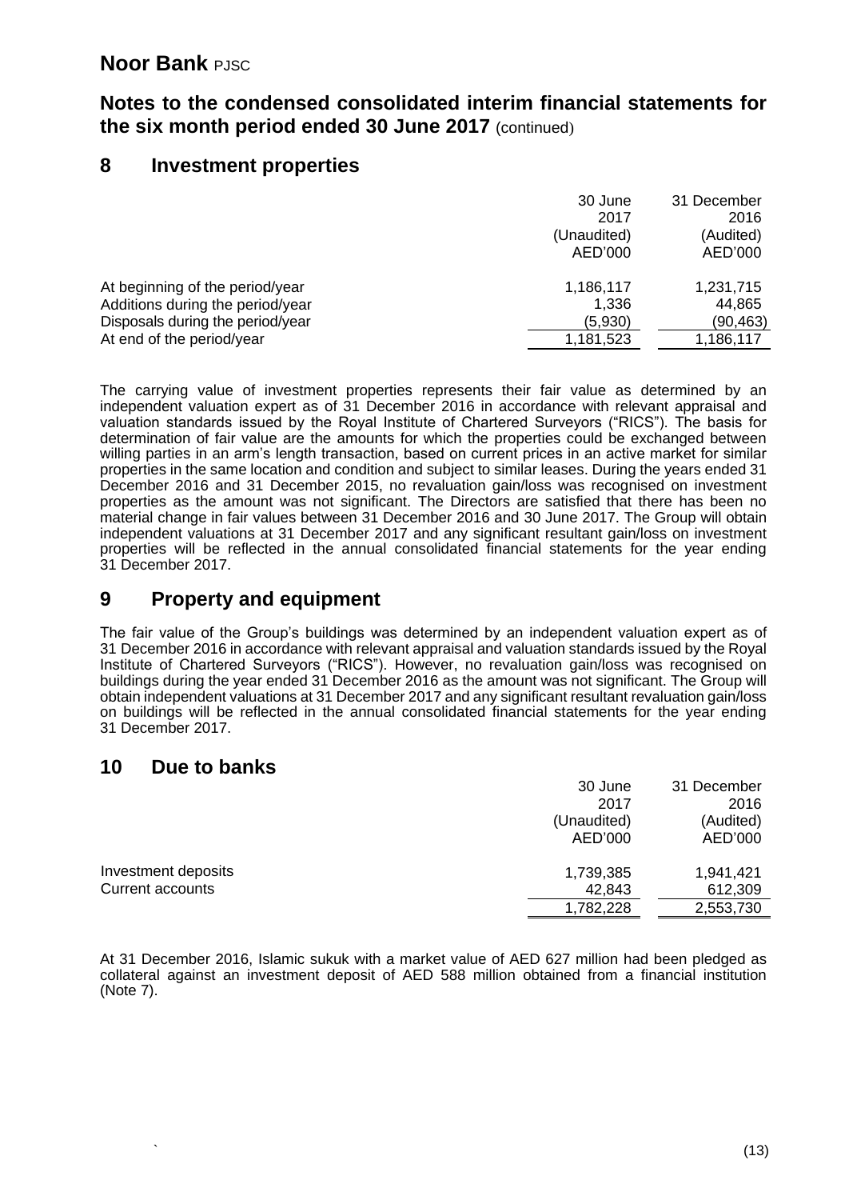## 8 Investment properties

| | 30 June 2017 (Unaudited) AED'000 | 31 December 2016 (Audited) AED'000 |
|---|---|---|
| At beginning of the period/year | 1,186,117 | 1,231,715 |
| Additions during the period/year | 1,336 | 44,865 |
| Disposals during the period/year | (5,930) | (90,463) |
| At end of the period/year | 1,181,523 | 1,186,117 |

The carrying value of investment properties represents their fair value as determined by an independent valuation expert as of 31 December 2016 in accordance with relevant appraisal and valuation standards issued by the Royal Institute of Chartered Surveyors ("RICS"). The basis for determination of fair value are the amounts for which the properties could be exchanged between willing parties in an arm's length transaction, based on current prices in an active market for similar properties in the same location and condition and subject to similar leases. During the years ended 31 December 2016 and 31 December 2015, no revaluation gain/loss was recognised on investment properties as the amount was not significant. The Directors are satisfied that there has been no material change in fair values between 31 December 2016 and 30 June 2017. The Group will obtain independent valuations at 31 December 2017 and any significant resultant gain/loss on investment properties will be reflected in the annual consolidated financial statements for the year ending 31 December 2017.

## 9 Property and equipment

The fair value of the Group's buildings was determined by an independent valuation expert as of 31 December 2016 in accordance with relevant appraisal and valuation standards issued by the Royal Institute of Chartered Surveyors ("RICS"). However, no revaluation gain/loss was recognised on buildings during the year ended 31 December 2016 as the amount was not significant. The Group will obtain independent valuations at 31 December 2017 and any significant resultant revaluation gain/loss on buildings will be reflected in the annual consolidated financial statements for the year ending 31 December 2017.

## 10 Due to banks

| | 30 June 2017 (Unaudited) AED'000 | 31 December 2016 (Audited) AED'000 |
|---|---|---|
| Investment deposits | 1,739,385 | 1,941,421 |
| Current accounts | 42,843 | 612,309 |
| | 1,782,228 | 2,553,730 |

At 31 December 2016, Islamic sukuk with a market value of AED 627 million had been pledged as collateral against an investment deposit of AED 588 million obtained from a financial institution (Note 7).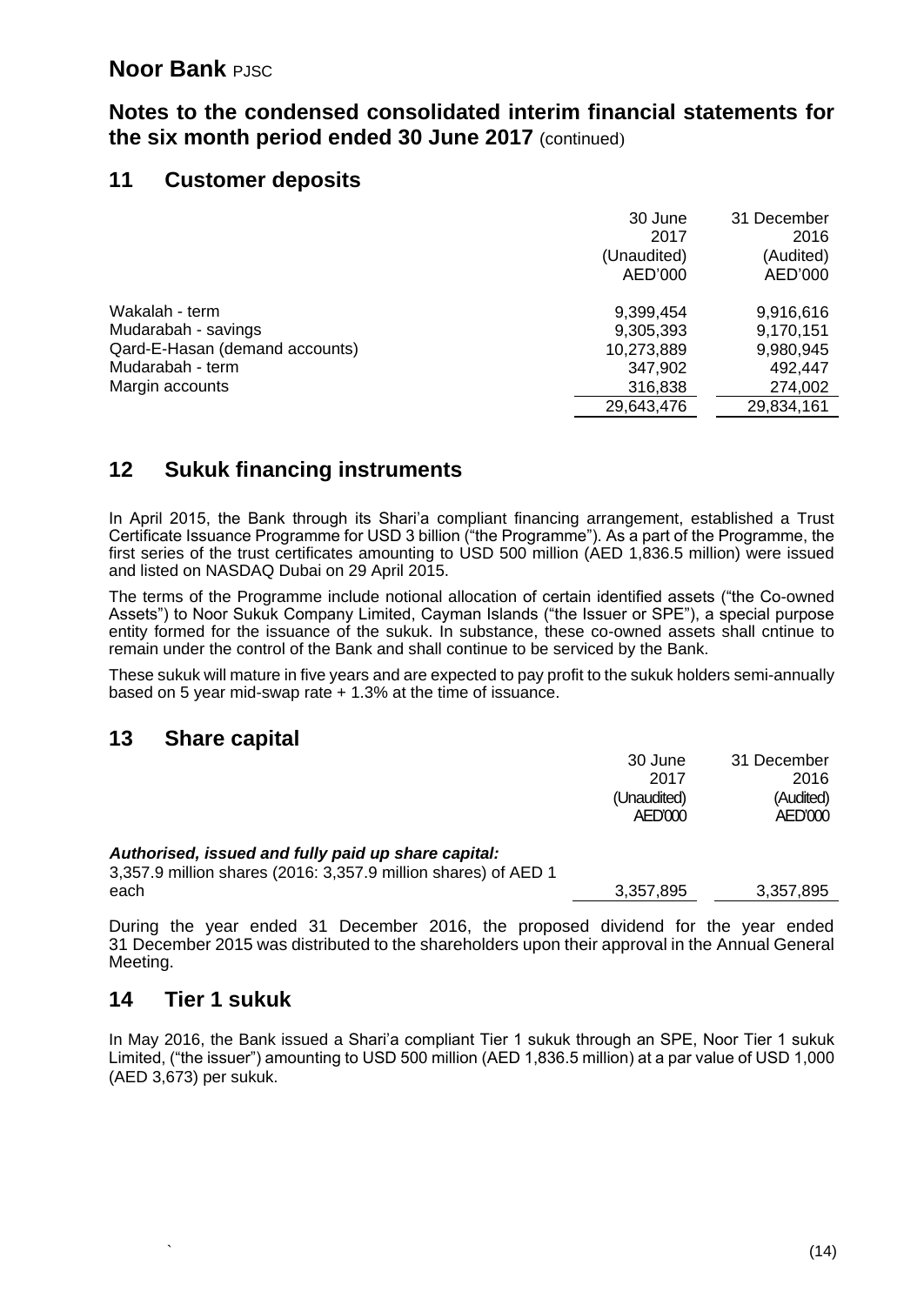# Noor Bank PJSC

## Notes to the condensed consolidated interim financial statements for the six month period ended 30 June 2017 (continued)

## 11 Customer deposits

| | 30 June 2017 (Unaudited) AED'000 | 31 December 2016 (Audited) AED'000 |
|---|---|---|
| Wakalah - term | 9,399,454 | 9,916,616 |
| Mudarabah - savings | 9,305,393 | 9,170,151 |
| Qard-E-Hasan (demand accounts) | 10,273,889 | 9,980,945 |
| Mudarabah - term | 347,902 | 492,447 |
| Margin accounts | 316,838 | 274,002 |
| | 29,643,476 | 29,834,161 |

## 12 Sukuk financing instruments

In April 2015, the Bank through its Shari'a compliant financing arrangement, established a Trust Certificate Issuance Programme for USD 3 billion ("the Programme"). As a part of the Programme, the first series of the trust certificates amounting to USD 500 million (AED 1,836.5 million) were issued and listed on NASDAQ Dubai on 29 April 2015.

The terms of the Programme include notional allocation of certain identified assets ("the Co-owned Assets") to Noor Sukuk Company Limited, Cayman Islands ("the Issuer or SPE"), a special purpose entity formed for the issuance of the sukuk. In substance, these co-owned assets shall cntinue to remain under the control of the Bank and shall continue to be serviced by the Bank.

These sukuk will mature in five years and are expected to pay profit to the sukuk holders semi-annually based on 5 year mid-swap rate + 1.3% at the time of issuance.

## 13 Share capital

| | 30 June 2017 (Unaudited) AED'000 | 31 December 2016 (Audited) AED'000 |
|---|---|---|
| ***Authorised, issued and fully paid up share capital:*** | | |
| 3,357.9 million shares (2016: 3,357.9 million shares) of AED 1 each | 3,357,895 | 3,357,895 |

During the year ended 31 December 2016, the proposed dividend for the year ended 31 December 2015 was distributed to the shareholders upon their approval in the Annual General Meeting.

## 14 Tier 1 sukuk

In May 2016, the Bank issued a Shari'a compliant Tier 1 sukuk through an SPE, Noor Tier 1 sukuk Limited, ("the issuer") amounting to USD 500 million (AED 1,836.5 million) at a par value of USD 1,000 (AED 3,673) per sukuk.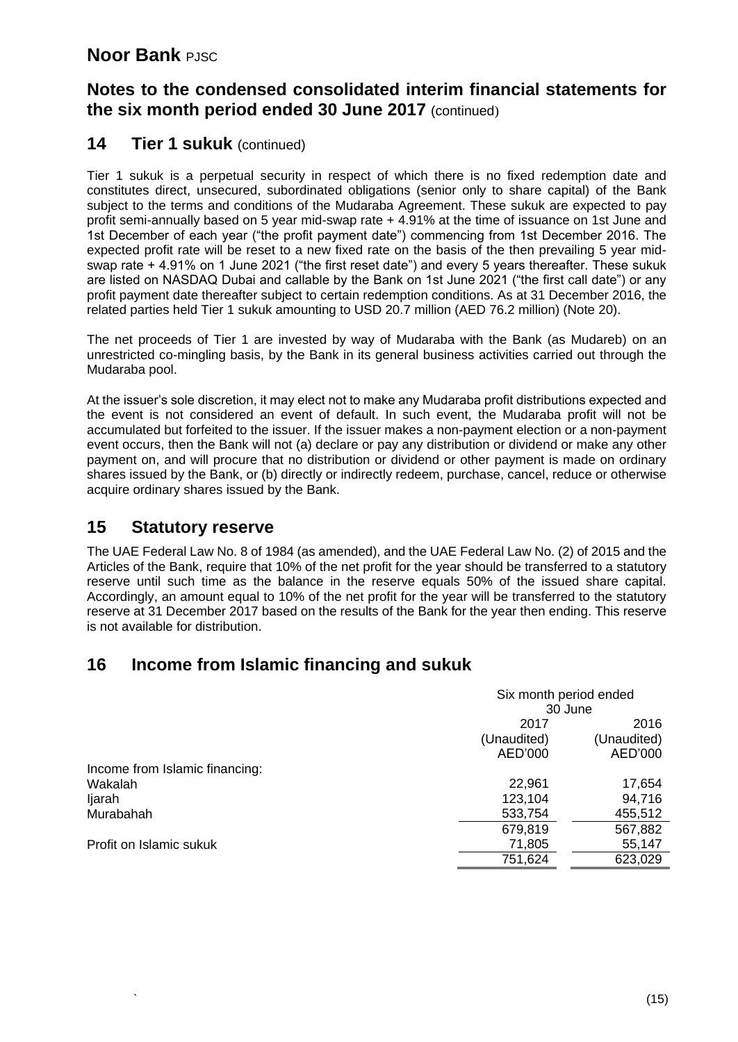# Noor Bank PJSC

## Notes to the condensed consolidated interim financial statements for the six month period ended 30 June 2017 (continued)

## 14 Tier 1 sukuk (continued)

Tier 1 sukuk is a perpetual security in respect of which there is no fixed redemption date and constitutes direct, unsecured, subordinated obligations (senior only to share capital) of the Bank subject to the terms and conditions of the Mudaraba Agreement. These sukuk are expected to pay profit semi-annually based on 5 year mid-swap rate + 4.91% at the time of issuance on 1st June and 1st December of each year ("the profit payment date") commencing from 1st December 2016. The expected profit rate will be reset to a new fixed rate on the basis of the then prevailing 5 year mid-swap rate + 4.91% on 1 June 2021 ("the first reset date") and every 5 years thereafter. These sukuk are listed on NASDAQ Dubai and callable by the Bank on 1st June 2021 ("the first call date") or any profit payment date thereafter subject to certain redemption conditions. As at 31 December 2016, the related parties held Tier 1 sukuk amounting to USD 20.7 million (AED 76.2 million) (Note 20).

The net proceeds of Tier 1 are invested by way of Mudaraba with the Bank (as Mudareb) on an unrestricted co-mingling basis, by the Bank in its general business activities carried out through the Mudaraba pool.

At the issuer's sole discretion, it may elect not to make any Mudaraba profit distributions expected and the event is not considered an event of default. In such event, the Mudaraba profit will not be accumulated but forfeited to the issuer. If the issuer makes a non-payment election or a non-payment event occurs, then the Bank will not (a) declare or pay any distribution or dividend or make any other payment on, and will procure that no distribution or dividend or other payment is made on ordinary shares issued by the Bank, or (b) directly or indirectly redeem, purchase, cancel, reduce or otherwise acquire ordinary shares issued by the Bank.

## 15 Statutory reserve

The UAE Federal Law No. 8 of 1984 (as amended), and the UAE Federal Law No. (2) of 2015 and the Articles of the Bank, require that 10% of the net profit for the year should be transferred to a statutory reserve until such time as the balance in the reserve equals 50% of the issued share capital. Accordingly, an amount equal to 10% of the net profit for the year will be transferred to the statutory reserve at 31 December 2017 based on the results of the Bank for the year then ending. This reserve is not available for distribution.

## 16 Income from Islamic financing and sukuk

| | Six month period ended 30 June | |
|---|---|---|
| | 2017 (Unaudited) AED'000 | 2016 (Unaudited) AED'000 |
| Income from Islamic financing: | | |
| Wakalah | 22,961 | 17,654 |
| Ijarah | 123,104 | 94,716 |
| Murabahah | 533,754 | 455,512 |
| | 679,819 | 567,882 |
| Profit on Islamic sukuk | 71,805 | 55,147 |
| | 751,624 | 623,029 |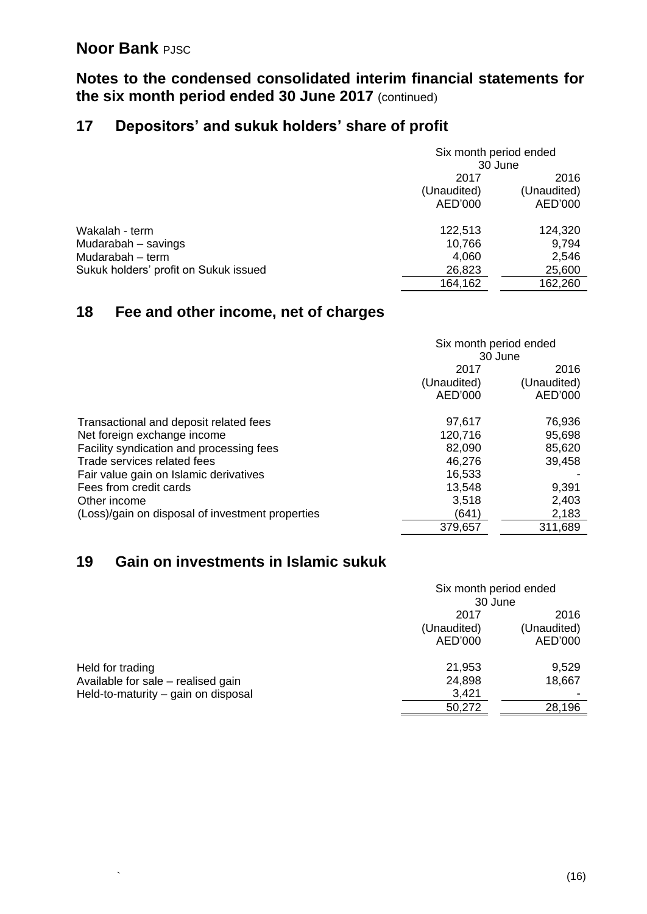# Noor Bank PJSC

## Notes to the condensed consolidated interim financial statements for the six month period ended 30 June 2017 (continued)

## 17 Depositors' and sukuk holders' share of profit

| | Six month period ended 30 June | |
|---|---|---|
| | 2017 (Unaudited) AED'000 | 2016 (Unaudited) AED'000 |
| Wakalah - term | 122,513 | 124,320 |
| Mudarabah – savings | 10,766 | 9,794 |
| Mudarabah – term | 4,060 | 2,546 |
| Sukuk holders' profit on Sukuk issued | 26,823 | 25,600 |
| | 164,162 | 162,260 |

## 18 Fee and other income, net of charges

| | Six month period ended 30 June | |
|---|---|---|
| | 2017 (Unaudited) AED'000 | 2016 (Unaudited) AED'000 |
| Transactional and deposit related fees | 97,617 | 76,936 |
| Net foreign exchange income | 120,716 | 95,698 |
| Facility syndication and processing fees | 82,090 | 85,620 |
| Trade services related fees | 46,276 | 39,458 |
| Fair value gain on Islamic derivatives | 16,533 | - |
| Fees from credit cards | 13,548 | 9,391 |
| Other income | 3,518 | 2,403 |
| (Loss)/gain on disposal of investment properties | (641) | 2,183 |
| | 379,657 | 311,689 |

## 19 Gain on investments in Islamic sukuk

| | Six month period ended 30 June | |
|---|---|---|
| | 2017 (Unaudited) AED'000 | 2016 (Unaudited) AED'000 |
| Held for trading | 21,953 | 9,529 |
| Available for sale – realised gain | 24,898 | 18,667 |
| Held-to-maturity – gain on disposal | 3,421 | - |
| | 50,272 | 28,196 |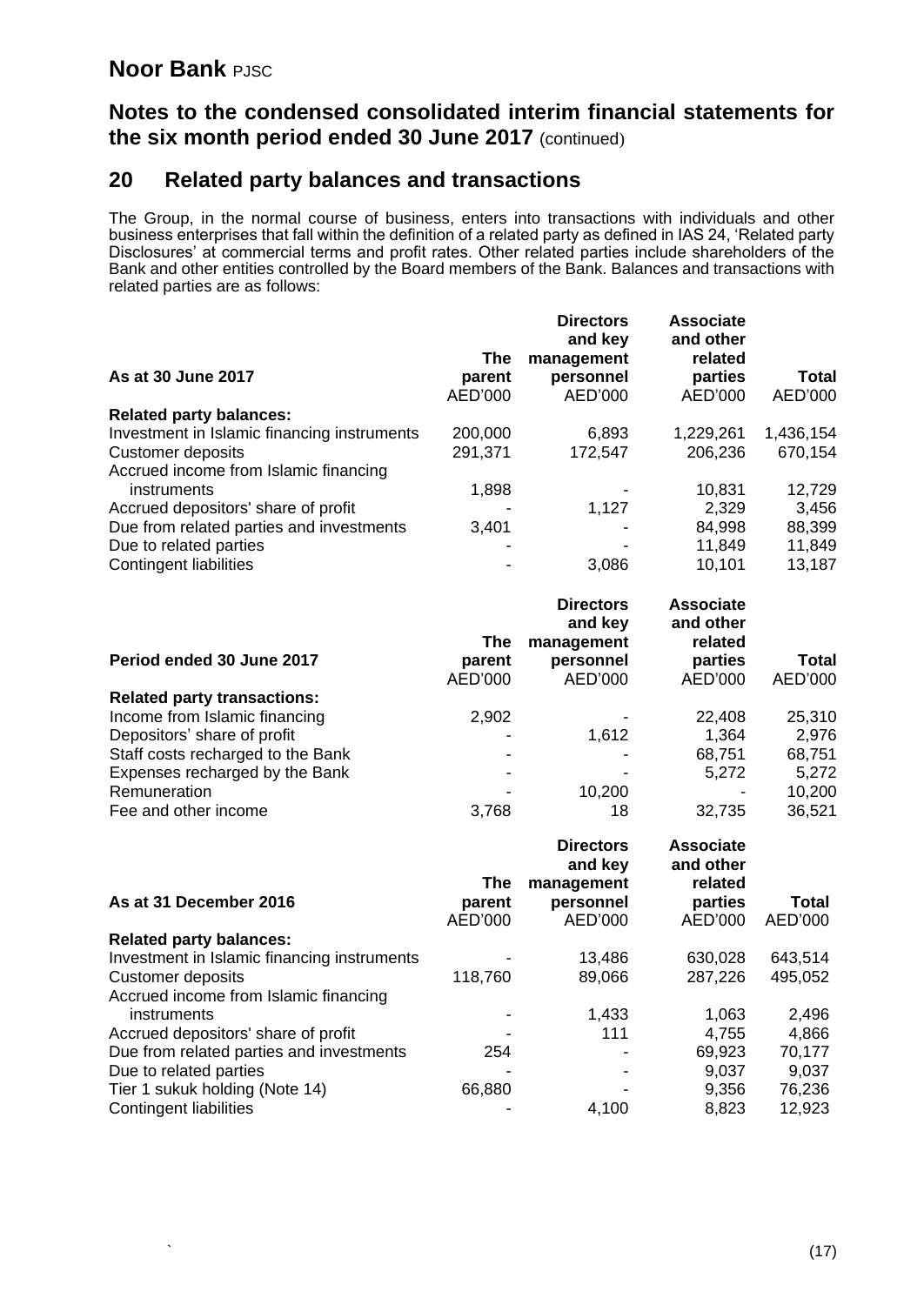# Noor Bank PJSC

## Notes to the condensed consolidated interim financial statements for the six month period ended 30 June 2017 (continued)

## 20 Related party balances and transactions

The Group, in the normal course of business, enters into transactions with individuals and other business enterprises that fall within the definition of a related party as defined in IAS 24, 'Related party Disclosures' at commercial terms and profit rates. Other related parties include shareholders of the Bank and other entities controlled by the Board members of the Bank. Balances and transactions with related parties are as follows:

| As at 30 June 2017 | The parent AED'000 | Directors and key management personnel AED'000 | Associate and other related parties AED'000 | Total AED'000 |
|---|---|---|---|---|
| **Related party balances:** | | | | |
| Investment in Islamic financing instruments | 200,000 | 6,893 | 1,229,261 | 1,436,154 |
| Customer deposits | 291,371 | 172,547 | 206,236 | 670,154 |
| Accrued income from Islamic financing instruments | 1,898 | - | 10,831 | 12,729 |
| Accrued depositors' share of profit | - | 1,127 | 2,329 | 3,456 |
| Due from related parties and investments | 3,401 | - | 84,998 | 88,399 |
| Due to related parties | - | - | 11,849 | 11,849 |
| Contingent liabilities | - | 3,086 | 10,101 | 13,187 |

| Period ended 30 June 2017 | The parent AED'000 | Directors and key management personnel AED'000 | Associate and other related parties AED'000 | Total AED'000 |
|---|---|---|---|---|
| **Related party transactions:** | | | | |
| Income from Islamic financing | 2,902 | - | 22,408 | 25,310 |
| Depositors' share of profit | - | 1,612 | 1,364 | 2,976 |
| Staff costs recharged to the Bank | - | - | 68,751 | 68,751 |
| Expenses recharged by the Bank | - | - | 5,272 | 5,272 |
| Remuneration | - | 10,200 | - | 10,200 |
| Fee and other income | 3,768 | 18 | 32,735 | 36,521 |

| As at 31 December 2016 | The parent AED'000 | Directors and key management personnel AED'000 | Associate and other related parties AED'000 | Total AED'000 |
|---|---|---|---|---|
| **Related party balances:** | | | | |
| Investment in Islamic financing instruments | - | 13,486 | 630,028 | 643,514 |
| Customer deposits | 118,760 | 89,066 | 287,226 | 495,052 |
| Accrued income from Islamic financing instruments | - | 1,433 | 1,063 | 2,496 |
| Accrued depositors' share of profit | - | 111 | 4,755 | 4,866 |
| Due from related parties and investments | 254 | - | 69,923 | 70,177 |
| Due to related parties | - | - | 9,037 | 9,037 |
| Tier 1 sukuk holding (Note 14) | 66,880 | - | 9,356 | 76,236 |
| Contingent liabilities | - | 4,100 | 8,823 | 12,923 |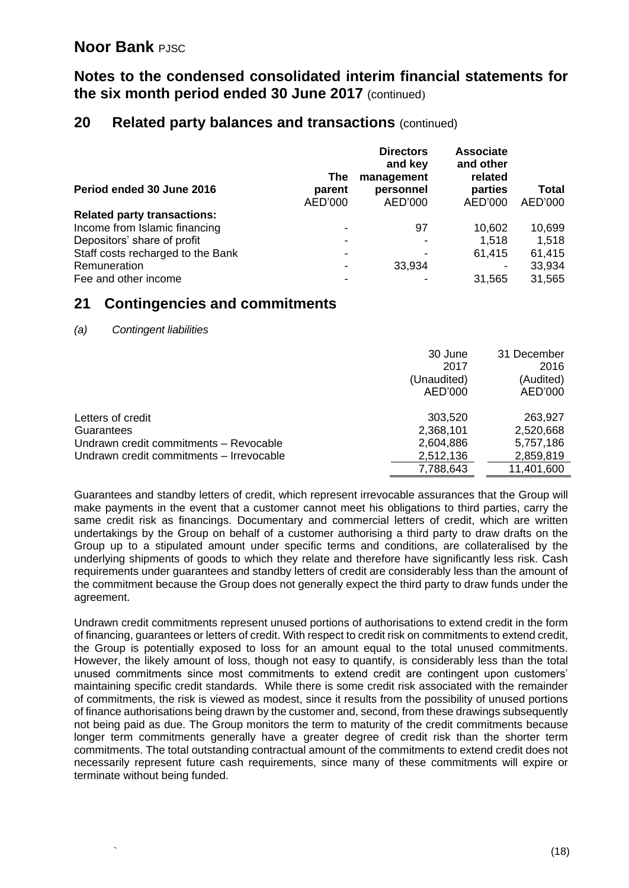## 20 Related party balances and transactions (continued)

| Period ended 30 June 2016 | The parent | Directors and key management personnel | Associate and other related parties | Total |
|---|---|---|---|---|
| | AED'000 | AED'000 | AED'000 | AED'000 |
| **Related party transactions:** | | | | |
| Income from Islamic financing | - | 97 | 10,602 | 10,699 |
| Depositors' share of profit | - | - | 1,518 | 1,518 |
| Staff costs recharged to the Bank | - | - | 61,415 | 61,415 |
| Remuneration | - | 33,934 | - | 33,934 |
| Fee and other income | - | - | 31,565 | 31,565 |

## 21 Contingencies and commitments

*(a) Contingent liabilities*

| | 30 June 2017 (Unaudited) AED'000 | 31 December 2016 (Audited) AED'000 |
|---|---|---|
| Letters of credit | 303,520 | 263,927 |
| Guarantees | 2,368,101 | 2,520,668 |
| Undrawn credit commitments – Revocable | 2,604,886 | 5,757,186 |
| Undrawn credit commitments – Irrevocable | 2,512,136 | 2,859,819 |
| | 7,788,643 | 11,401,600 |

Guarantees and standby letters of credit, which represent irrevocable assurances that the Group will make payments in the event that a customer cannot meet his obligations to third parties, carry the same credit risk as financings. Documentary and commercial letters of credit, which are written undertakings by the Group on behalf of a customer authorising a third party to draw drafts on the Group up to a stipulated amount under specific terms and conditions, are collateralised by the underlying shipments of goods to which they relate and therefore have significantly less risk. Cash requirements under guarantees and standby letters of credit are considerably less than the amount of the commitment because the Group does not generally expect the third party to draw funds under the agreement.

Undrawn credit commitments represent unused portions of authorisations to extend credit in the form of financing, guarantees or letters of credit. With respect to credit risk on commitments to extend credit, the Group is potentially exposed to loss for an amount equal to the total unused commitments. However, the likely amount of loss, though not easy to quantify, is considerably less than the total unused commitments since most commitments to extend credit are contingent upon customers' maintaining specific credit standards. While there is some credit risk associated with the remainder of commitments, the risk is viewed as modest, since it results from the possibility of unused portions of finance authorisations being drawn by the customer and, second, from these drawings subsequently not being paid as due. The Group monitors the term to maturity of the credit commitments because longer term commitments generally have a greater degree of credit risk than the shorter term commitments. The total outstanding contractual amount of the commitments to extend credit does not necessarily represent future cash requirements, since many of these commitments will expire or terminate without being funded.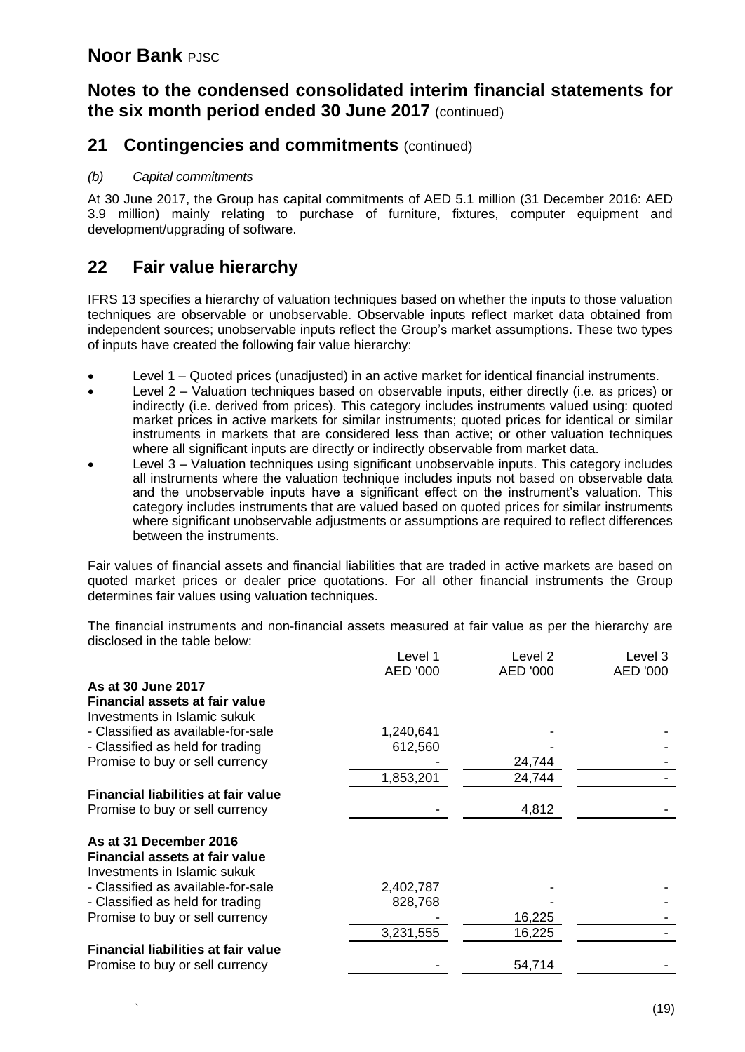## 21 Contingencies and commitments (continued)

*(b) Capital commitments*

At 30 June 2017, the Group has capital commitments of AED 5.1 million (31 December 2016: AED 3.9 million) mainly relating to purchase of furniture, fixtures, computer equipment and development/upgrading of software.

## 22 Fair value hierarchy

IFRS 13 specifies a hierarchy of valuation techniques based on whether the inputs to those valuation techniques are observable or unobservable. Observable inputs reflect market data obtained from independent sources; unobservable inputs reflect the Group's market assumptions. These two types of inputs have created the following fair value hierarchy:

- Level 1 – Quoted prices (unadjusted) in an active market for identical financial instruments.
- Level 2 – Valuation techniques based on observable inputs, either directly (i.e. as prices) or indirectly (i.e. derived from prices). This category includes instruments valued using: quoted market prices in active markets for similar instruments; quoted prices for identical or similar instruments in markets that are considered less than active; or other valuation techniques where all significant inputs are directly or indirectly observable from market data.
- Level 3 – Valuation techniques using significant unobservable inputs. This category includes all instruments where the valuation technique includes inputs not based on observable data and the unobservable inputs have a significant effect on the instrument's valuation. This category includes instruments that are valued based on quoted prices for similar instruments where significant unobservable adjustments or assumptions are required to reflect differences between the instruments.

Fair values of financial assets and financial liabilities that are traded in active markets are based on quoted market prices or dealer price quotations. For all other financial instruments the Group determines fair values using valuation techniques.

The financial instruments and non-financial assets measured at fair value as per the hierarchy are disclosed in the table below:

| | Level 1<br>AED '000 | Level 2<br>AED '000 | Level 3<br>AED '000 |
|---|---|---|---|
| **As at 30 June 2017** | | | |
| **Financial assets at fair value** | | | |
| Investments in Islamic sukuk | | | |
| - Classified as available-for-sale | 1,240,641 | - | - |
| - Classified as held for trading | 612,560 | - | - |
| Promise to buy or sell currency | - | 24,744 | - |
| | 1,853,201 | 24,744 | - |
| **Financial liabilities at fair value** | | | |
| Promise to buy or sell currency | - | 4,812 | - |
| **As at 31 December 2016** | | | |
| **Financial assets at fair value** | | | |
| Investments in Islamic sukuk | | | |
| - Classified as available-for-sale | 2,402,787 | - | - |
| - Classified as held for trading | 828,768 | - | - |
| Promise to buy or sell currency | - | 16,225 | - |
| | 3,231,555 | 16,225 | - |
| **Financial liabilities at fair value** | | | |
| Promise to buy or sell currency | - | 54,714 | - |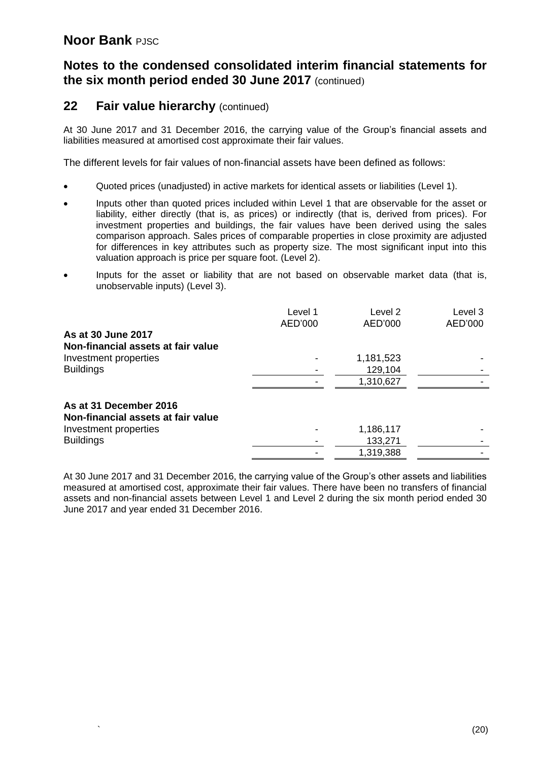## 22 Fair value hierarchy (continued)

At 30 June 2017 and 31 December 2016, the carrying value of the Group's financial assets and liabilities measured at amortised cost approximate their fair values.

The different levels for fair values of non-financial assets have been defined as follows:

- Quoted prices (unadjusted) in active markets for identical assets or liabilities (Level 1).
- Inputs other than quoted prices included within Level 1 that are observable for the asset or liability, either directly (that is, as prices) or indirectly (that is, derived from prices). For investment properties and buildings, the fair values have been derived using the sales comparison approach. Sales prices of comparable properties in close proximity are adjusted for differences in key attributes such as property size. The most significant input into this valuation approach is price per square foot. (Level 2).
- Inputs for the asset or liability that are not based on observable market data (that is, unobservable inputs) (Level 3).

| | Level 1 AED'000 | Level 2 AED'000 | Level 3 AED'000 |
|---|---|---|---|
| **As at 30 June 2017** | | | |
| **Non-financial assets at fair value** | | | |
| Investment properties | - | 1,181,523 | - |
| Buildings | - | 129,104 | - |
| | - | 1,310,627 | - |
| **As at 31 December 2016** | | | |
| **Non-financial assets at fair value** | | | |
| Investment properties | - | 1,186,117 | - |
| Buildings | - | 133,271 | - |
| | - | 1,319,388 | - |

At 30 June 2017 and 31 December 2016, the carrying value of the Group's other assets and liabilities measured at amortised cost, approximate their fair values. There have been no transfers of financial assets and non-financial assets between Level 1 and Level 2 during the six month period ended 30 June 2017 and year ended 31 December 2016.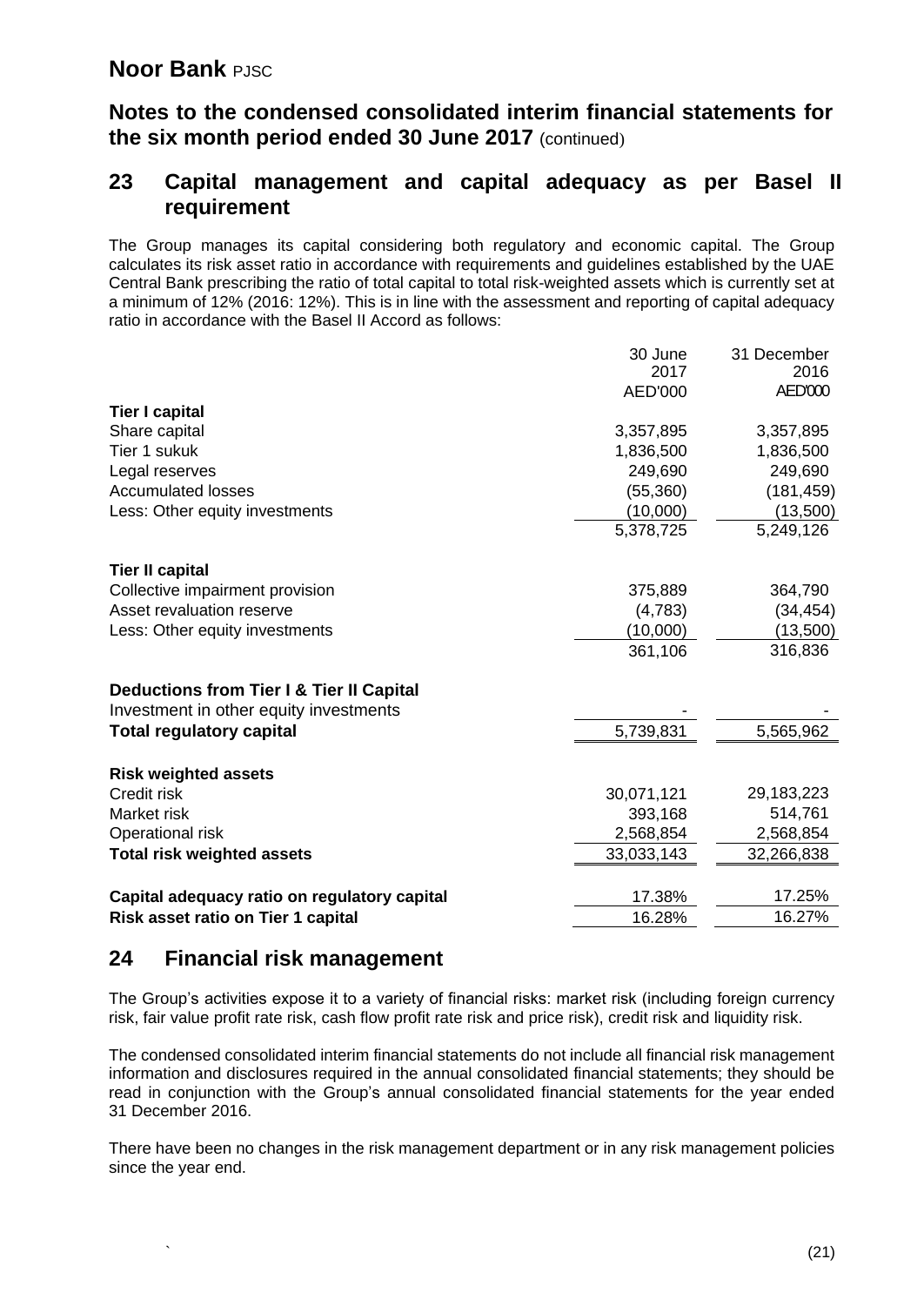# Noor Bank PJSC

## Notes to the condensed consolidated interim financial statements for the six month period ended 30 June 2017 (continued)

## 23 Capital management and capital adequacy as per Basel II requirement

The Group manages its capital considering both regulatory and economic capital. The Group calculates its risk asset ratio in accordance with requirements and guidelines established by the UAE Central Bank prescribing the ratio of total capital to total risk-weighted assets which is currently set at a minimum of 12% (2016: 12%). This is in line with the assessment and reporting of capital adequacy ratio in accordance with the Basel II Accord as follows:

| | 30 June 2017 AED'000 | 31 December 2016 AED'000 |
|---|---|---|
| **Tier I capital** | | |
| Share capital | 3,357,895 | 3,357,895 |
| Tier 1 sukuk | 1,836,500 | 1,836,500 |
| Legal reserves | 249,690 | 249,690 |
| Accumulated losses | (55,360) | (181,459) |
| Less: Other equity investments | (10,000) | (13,500) |
| | 5,378,725 | 5,249,126 |
| **Tier II capital** | | |
| Collective impairment provision | 375,889 | 364,790 |
| Asset revaluation reserve | (4,783) | (34,454) |
| Less: Other equity investments | (10,000) | (13,500) |
| | 361,106 | 316,836 |
| **Deductions from Tier I & Tier II Capital** | | |
| Investment in other equity investments | - | - |
| **Total regulatory capital** | 5,739,831 | 5,565,962 |
| **Risk weighted assets** | | |
| Credit risk | 30,071,121 | 29,183,223 |
| Market risk | 393,168 | 514,761 |
| Operational risk | 2,568,854 | 2,568,854 |
| **Total risk weighted assets** | 33,033,143 | 32,266,838 |
| **Capital adequacy ratio on regulatory capital** | 17.38% | 17.25% |
| **Risk asset ratio on Tier 1 capital** | 16.28% | 16.27% |

## 24 Financial risk management

The Group's activities expose it to a variety of financial risks: market risk (including foreign currency risk, fair value profit rate risk, cash flow profit rate risk and price risk), credit risk and liquidity risk.

The condensed consolidated interim financial statements do not include all financial risk management information and disclosures required in the annual consolidated financial statements; they should be read in conjunction with the Group's annual consolidated financial statements for the year ended 31 December 2016.

There have been no changes in the risk management department or in any risk management policies since the year end.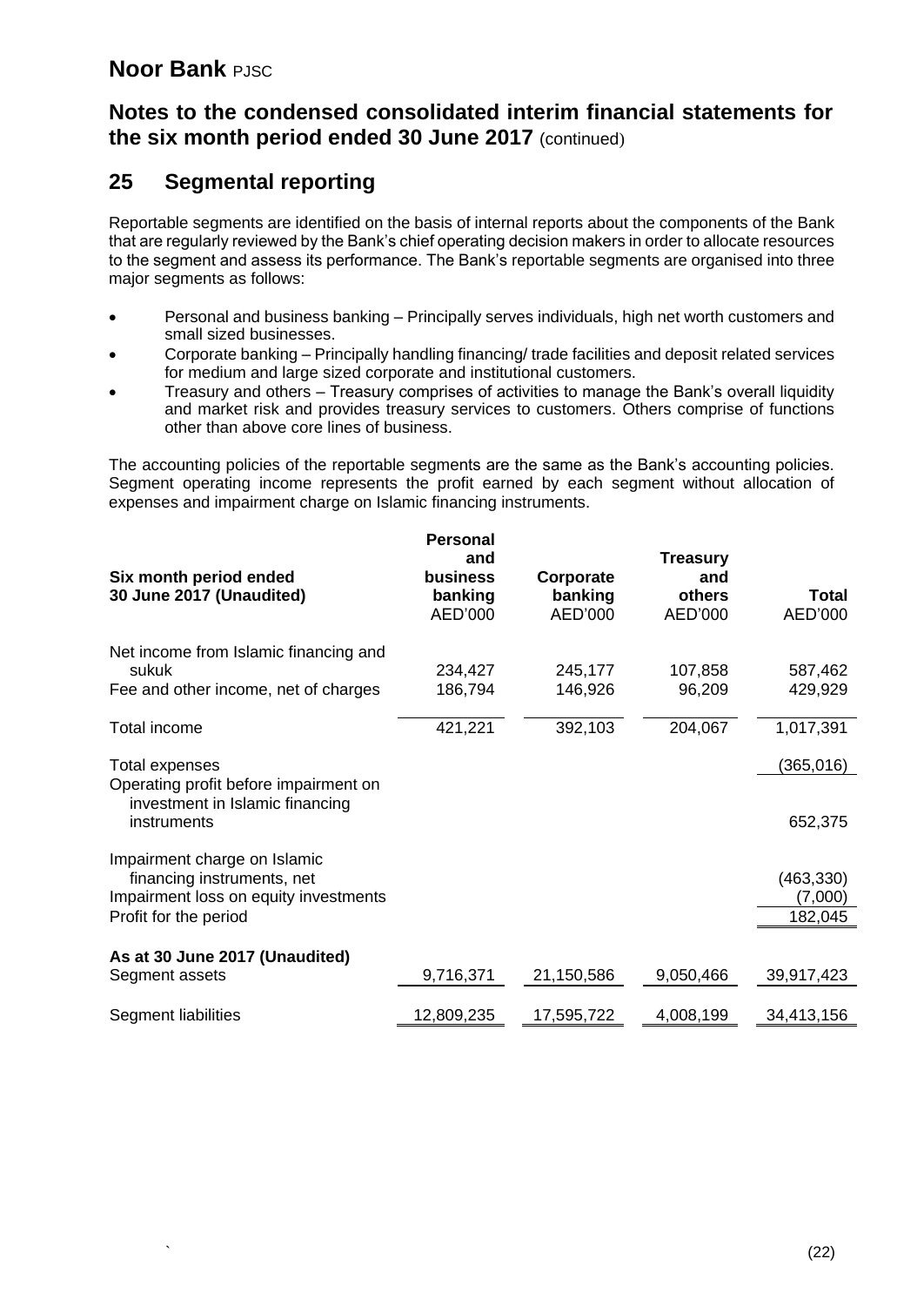# Noor Bank PJSC

## Notes to the condensed consolidated interim financial statements for the six month period ended 30 June 2017 (continued)

## 25 Segmental reporting

Reportable segments are identified on the basis of internal reports about the components of the Bank that are regularly reviewed by the Bank's chief operating decision makers in order to allocate resources to the segment and assess its performance. The Bank's reportable segments are organised into three major segments as follows:

- Personal and business banking – Principally serves individuals, high net worth customers and small sized businesses.
- Corporate banking – Principally handling financing/ trade facilities and deposit related services for medium and large sized corporate and institutional customers.
- Treasury and others – Treasury comprises of activities to manage the Bank's overall liquidity and market risk and provides treasury services to customers. Others comprise of functions other than above core lines of business.

The accounting policies of the reportable segments are the same as the Bank's accounting policies. Segment operating income represents the profit earned by each segment without allocation of expenses and impairment charge on Islamic financing instruments.

| Six month period ended 30 June 2017 (Unaudited) | Personal and business banking AED'000 | Corporate banking AED'000 | Treasury and others AED'000 | Total AED'000 |
|---|---|---|---|---|
| Net income from Islamic financing and sukuk | 234,427 | 245,177 | 107,858 | 587,462 |
| Fee and other income, net of charges | 186,794 | 146,926 | 96,209 | 429,929 |
| Total income | 421,221 | 392,103 | 204,067 | 1,017,391 |
| Total expenses | | | | (365,016) |
| Operating profit before impairment on investment in Islamic financing instruments | | | | 652,375 |
| Impairment charge on Islamic financing instruments, net | | | | (463,330) |
| Impairment loss on equity investments | | | | (7,000) |
| Profit for the period | | | | 182,045 |
| **As at 30 June 2017 (Unaudited)** | | | | |
| Segment assets | 9,716,371 | 21,150,586 | 9,050,466 | 39,917,423 |
| Segment liabilities | 12,809,235 | 17,595,722 | 4,008,199 | 34,413,156 |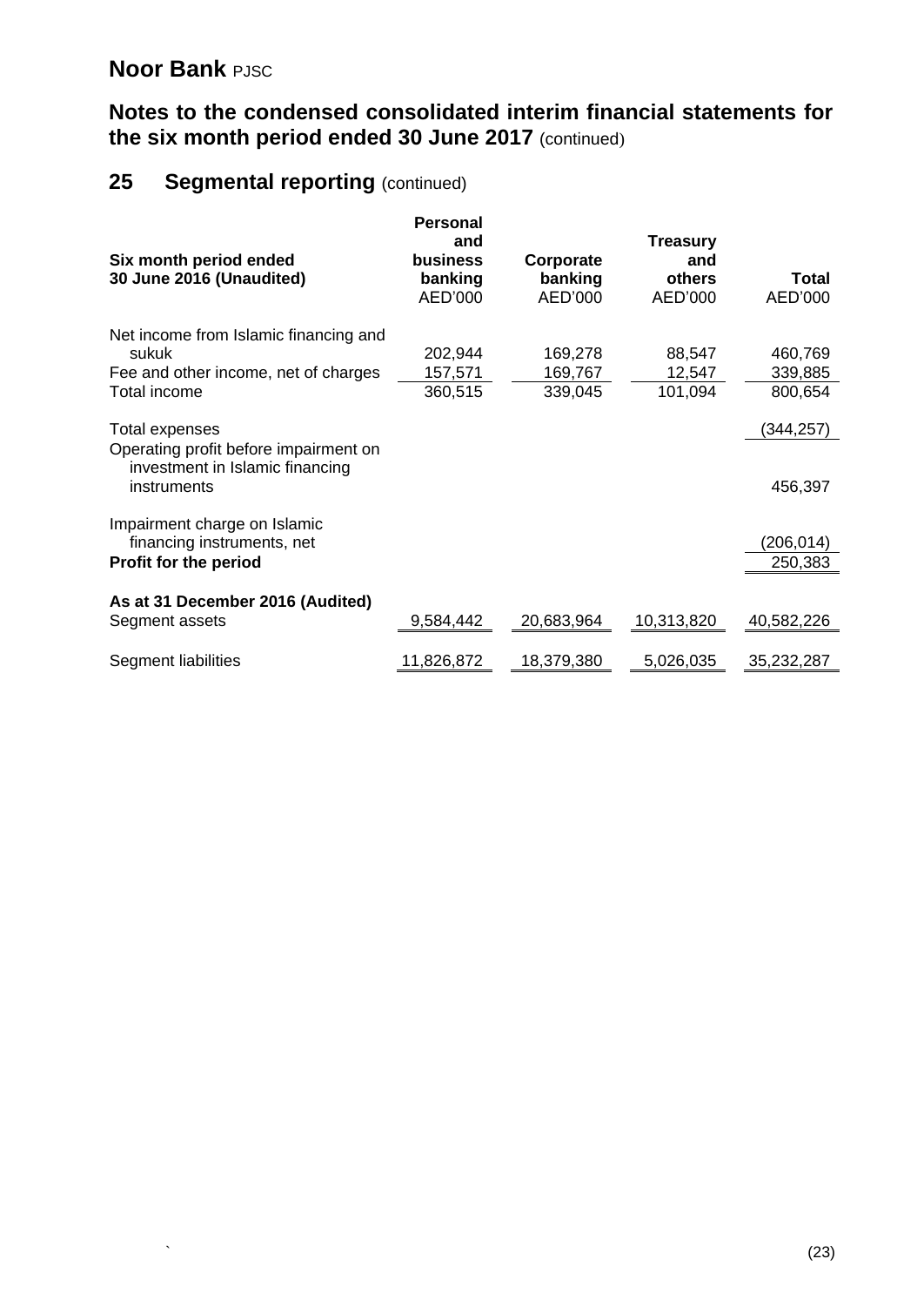# Noor Bank PJSC

## Notes to the condensed consolidated interim financial statements for the six month period ended 30 June 2017 (continued)

## 25 Segmental reporting (continued)

| Six month period ended 30 June 2016 (Unaudited) | Personal and business banking AED'000 | Corporate banking AED'000 | Treasury and others AED'000 | Total AED'000 |
|---|---|---|---|---|
| Net income from Islamic financing and sukuk | 202,944 | 169,278 | 88,547 | 460,769 |
| Fee and other income, net of charges | 157,571 | 169,767 | 12,547 | 339,885 |
| Total income | 360,515 | 339,045 | 101,094 | 800,654 |
| Total expenses | | | | (344,257) |
| Operating profit before impairment on investment in Islamic financing instruments | | | | 456,397 |
| Impairment charge on Islamic financing instruments, net | | | | (206,014) |
| **Profit for the period** | | | | 250,383 |
| **As at 31 December 2016 (Audited)** | | | | |
| Segment assets | 9,584,442 | 20,683,964 | 10,313,820 | 40,582,226 |
| Segment liabilities | 11,826,872 | 18,379,380 | 5,026,035 | 35,232,287 |